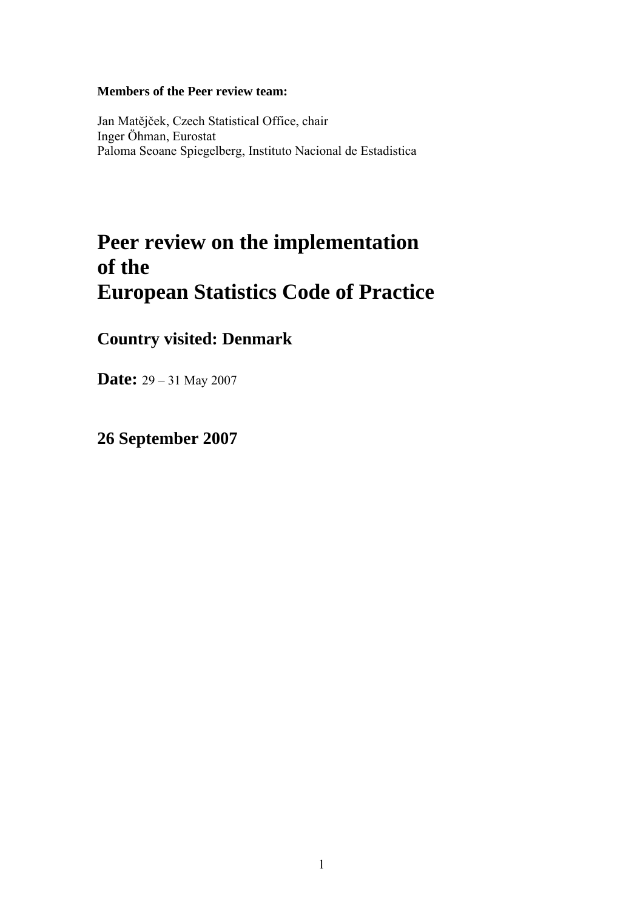**Members of the Peer review team:**

Jan Matějček, Czech Statistical Office, chair
Inger Öhman, Eurostat
Paloma Seoane Spiegelberg, Instituto Nacional de Estadistica

# Peer review on the implementation of the European Statistics Code of Practice

## Country visited: Denmark

## Date: 29 – 31 May 2007

## 26 September 2007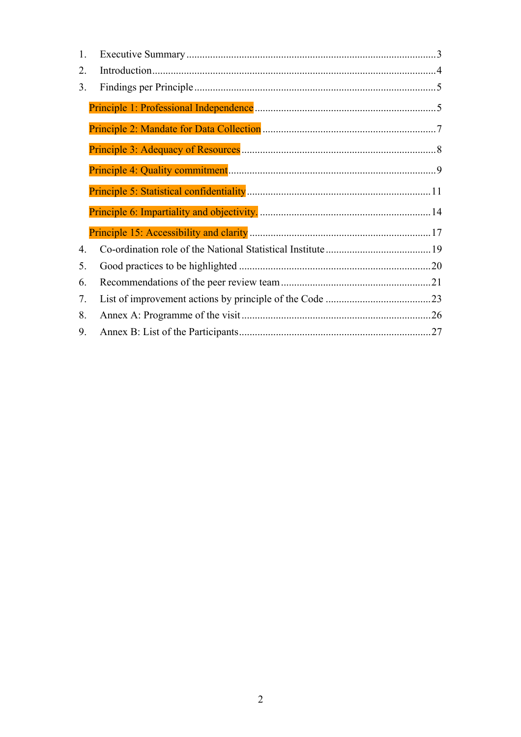1. Executive Summary ............................................................................................3
2. Introduction.........................................................................................................4
3. Findings per Principle ..........................................................................................5
   - Principle 1: Professional Independence ....................................................................5
   - Principle 2: Mandate for Data Collection .................................................................7
   - Principle 3: Adequacy of Resources ........................................................................8
   - Principle 4: Quality commitment..............................................................................9
   - Principle 5: Statistical confidentiality ....................................................................11
   - Principle 6: Impartiality and objectivity. ................................................................14
   - Principle 15: Accessibility and clarity ....................................................................17
4. Co-ordination role of the National Statistical Institute ........................................19
5. Good practices to be highlighted ........................................................................20
6. Recommendations of the peer review team ........................................................21
7. List of improvement actions by principle of the Code ........................................23
8. Annex A: Programme of the visit .......................................................................26
9. Annex B: List of the Participants........................................................................27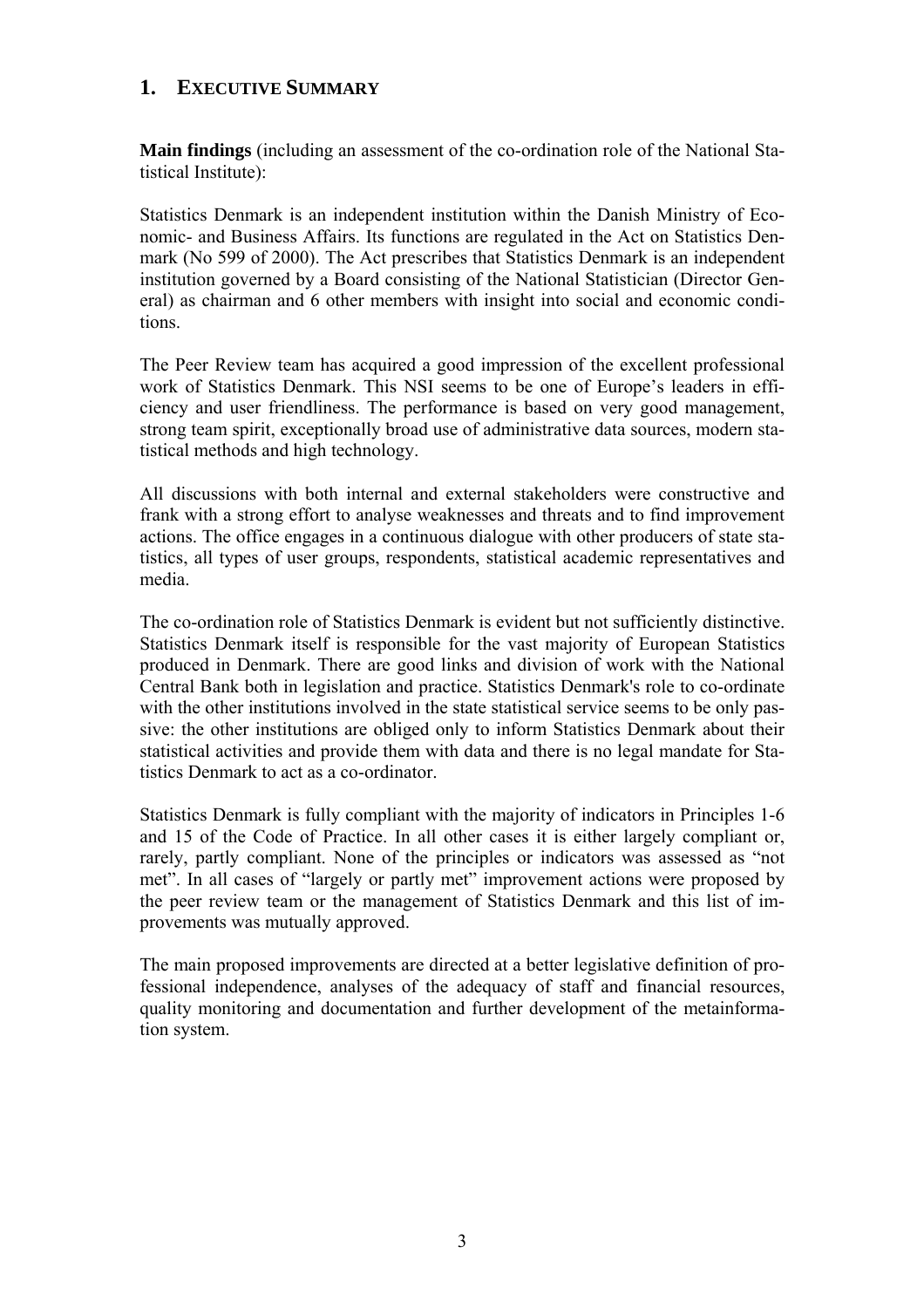# 1. EXECUTIVE SUMMARY

**Main findings** (including an assessment of the co-ordination role of the National Statistical Institute):

Statistics Denmark is an independent institution within the Danish Ministry of Economic- and Business Affairs. Its functions are regulated in the Act on Statistics Denmark (No 599 of 2000). The Act prescribes that Statistics Denmark is an independent institution governed by a Board consisting of the National Statistician (Director General) as chairman and 6 other members with insight into social and economic conditions.

The Peer Review team has acquired a good impression of the excellent professional work of Statistics Denmark. This NSI seems to be one of Europe's leaders in efficiency and user friendliness. The performance is based on very good management, strong team spirit, exceptionally broad use of administrative data sources, modern statistical methods and high technology.

All discussions with both internal and external stakeholders were constructive and frank with a strong effort to analyse weaknesses and threats and to find improvement actions. The office engages in a continuous dialogue with other producers of state statistics, all types of user groups, respondents, statistical academic representatives and media.

The co-ordination role of Statistics Denmark is evident but not sufficiently distinctive. Statistics Denmark itself is responsible for the vast majority of European Statistics produced in Denmark. There are good links and division of work with the National Central Bank both in legislation and practice. Statistics Denmark's role to co-ordinate with the other institutions involved in the state statistical service seems to be only passive: the other institutions are obliged only to inform Statistics Denmark about their statistical activities and provide them with data and there is no legal mandate for Statistics Denmark to act as a co-ordinator.

Statistics Denmark is fully compliant with the majority of indicators in Principles 1-6 and 15 of the Code of Practice. In all other cases it is either largely compliant or, rarely, partly compliant. None of the principles or indicators was assessed as "not met". In all cases of "largely or partly met" improvement actions were proposed by the peer review team or the management of Statistics Denmark and this list of improvements was mutually approved.

The main proposed improvements are directed at a better legislative definition of professional independence, analyses of the adequacy of staff and financial resources, quality monitoring and documentation and further development of the metainformation system.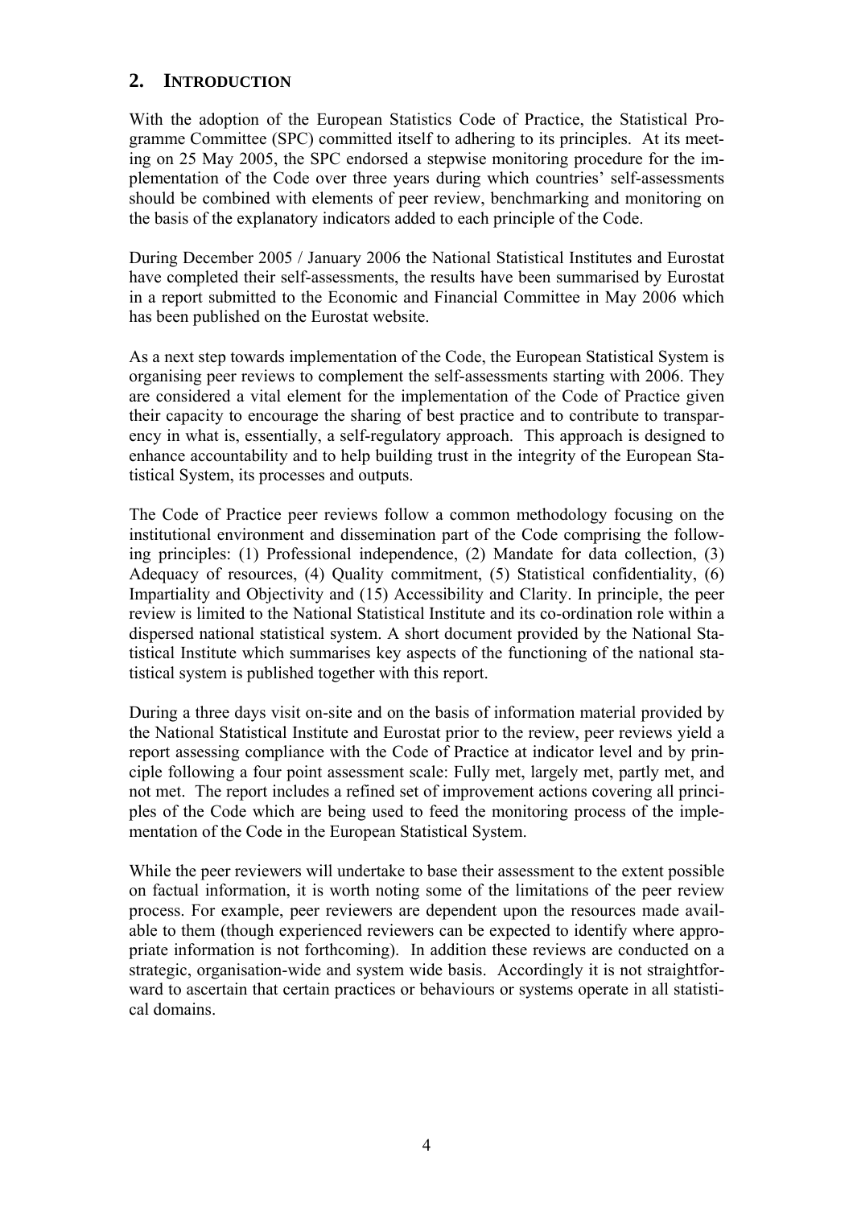## 2. INTRODUCTION

With the adoption of the European Statistics Code of Practice, the Statistical Programme Committee (SPC) committed itself to adhering to its principles. At its meeting on 25 May 2005, the SPC endorsed a stepwise monitoring procedure for the implementation of the Code over three years during which countries' self-assessments should be combined with elements of peer review, benchmarking and monitoring on the basis of the explanatory indicators added to each principle of the Code.

During December 2005 / January 2006 the National Statistical Institutes and Eurostat have completed their self-assessments, the results have been summarised by Eurostat in a report submitted to the Economic and Financial Committee in May 2006 which has been published on the Eurostat website.

As a next step towards implementation of the Code, the European Statistical System is organising peer reviews to complement the self-assessments starting with 2006. They are considered a vital element for the implementation of the Code of Practice given their capacity to encourage the sharing of best practice and to contribute to transparency in what is, essentially, a self-regulatory approach. This approach is designed to enhance accountability and to help building trust in the integrity of the European Statistical System, its processes and outputs.

The Code of Practice peer reviews follow a common methodology focusing on the institutional environment and dissemination part of the Code comprising the following principles: (1) Professional independence, (2) Mandate for data collection, (3) Adequacy of resources, (4) Quality commitment, (5) Statistical confidentiality, (6) Impartiality and Objectivity and (15) Accessibility and Clarity. In principle, the peer review is limited to the National Statistical Institute and its co-ordination role within a dispersed national statistical system. A short document provided by the National Statistical Institute which summarises key aspects of the functioning of the national statistical system is published together with this report.

During a three days visit on-site and on the basis of information material provided by the National Statistical Institute and Eurostat prior to the review, peer reviews yield a report assessing compliance with the Code of Practice at indicator level and by principle following a four point assessment scale: Fully met, largely met, partly met, and not met. The report includes a refined set of improvement actions covering all principles of the Code which are being used to feed the monitoring process of the implementation of the Code in the European Statistical System.

While the peer reviewers will undertake to base their assessment to the extent possible on factual information, it is worth noting some of the limitations of the peer review process. For example, peer reviewers are dependent upon the resources made available to them (though experienced reviewers can be expected to identify where appropriate information is not forthcoming). In addition these reviews are conducted on a strategic, organisation-wide and system wide basis. Accordingly it is not straightforward to ascertain that certain practices or behaviours or systems operate in all statistical domains.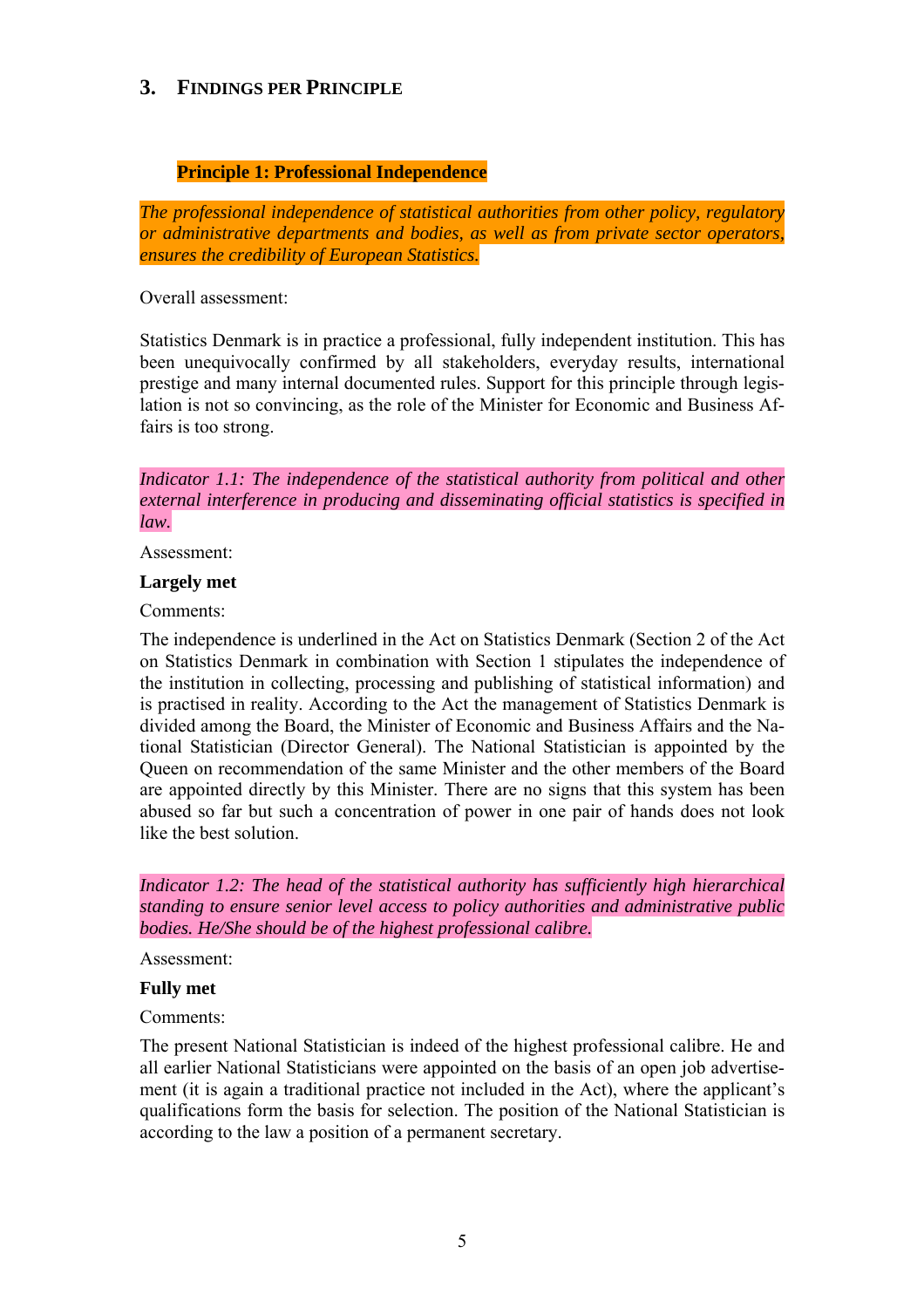## 3. Findings per Principle

### Principle 1: Professional Independence

*The professional independence of statistical authorities from other policy, regulatory or administrative departments and bodies, as well as from private sector operators, ensures the credibility of European Statistics.*

Overall assessment:

Statistics Denmark is in practice a professional, fully independent institution. This has been unequivocally confirmed by all stakeholders, everyday results, international prestige and many internal documented rules. Support for this principle through legislation is not so convincing, as the role of the Minister for Economic and Business Affairs is too strong.

*Indicator 1.1: The independence of the statistical authority from political and other external interference in producing and disseminating official statistics is specified in law.*

Assessment:

**Largely met**

Comments:

The independence is underlined in the Act on Statistics Denmark (Section 2 of the Act on Statistics Denmark in combination with Section 1 stipulates the independence of the institution in collecting, processing and publishing of statistical information) and is practised in reality. According to the Act the management of Statistics Denmark is divided among the Board, the Minister of Economic and Business Affairs and the National Statistician (Director General). The National Statistician is appointed by the Queen on recommendation of the same Minister and the other members of the Board are appointed directly by this Minister. There are no signs that this system has been abused so far but such a concentration of power in one pair of hands does not look like the best solution.

*Indicator 1.2: The head of the statistical authority has sufficiently high hierarchical standing to ensure senior level access to policy authorities and administrative public bodies. He/She should be of the highest professional calibre.*

Assessment:

**Fully met**

Comments:

The present National Statistician is indeed of the highest professional calibre. He and all earlier National Statisticians were appointed on the basis of an open job advertisement (it is again a traditional practice not included in the Act), where the applicant's qualifications form the basis for selection. The position of the National Statistician is according to the law a position of a permanent secretary.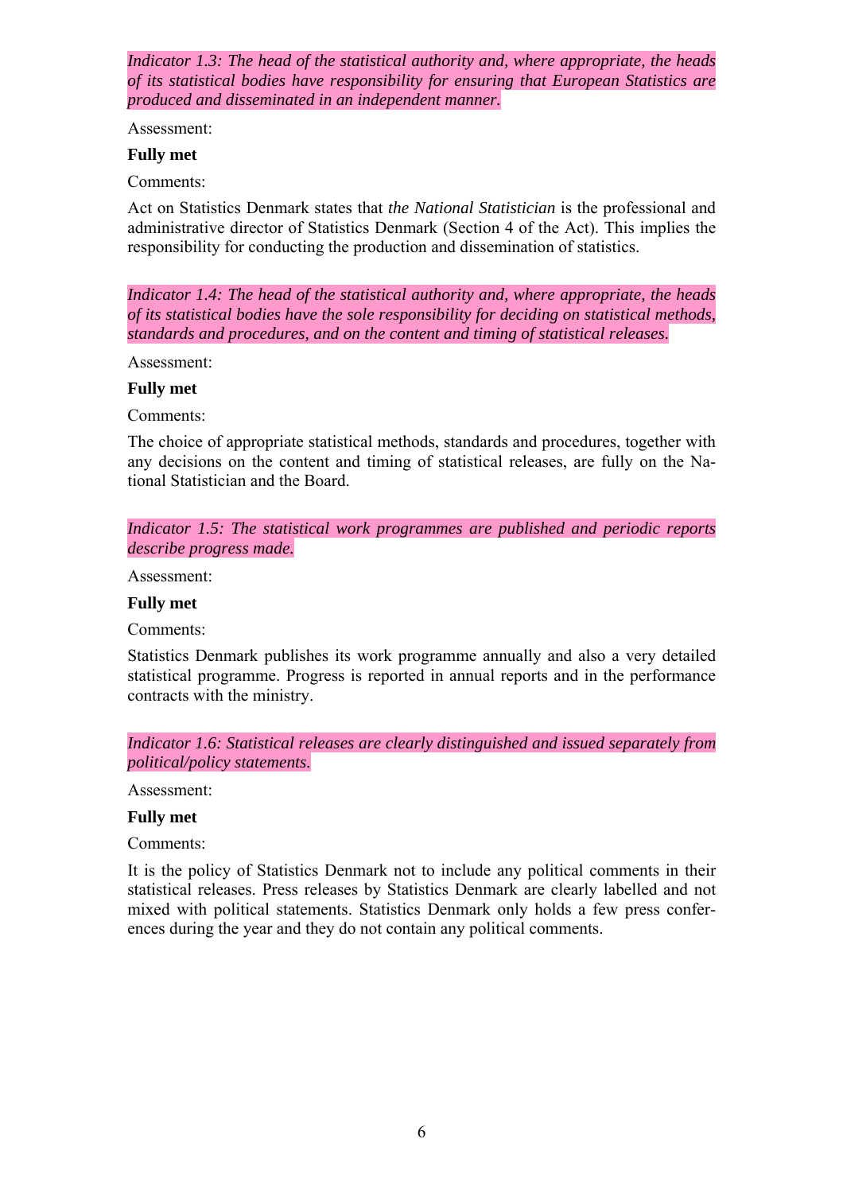*Indicator 1.3: The head of the statistical authority and, where appropriate, the heads of its statistical bodies have responsibility for ensuring that European Statistics are produced and disseminated in an independent manner.*

Assessment:

**Fully met**

Comments:

Act on Statistics Denmark states that *the National Statistician* is the professional and administrative director of Statistics Denmark (Section 4 of the Act). This implies the responsibility for conducting the production and dissemination of statistics.

*Indicator 1.4: The head of the statistical authority and, where appropriate, the heads of its statistical bodies have the sole responsibility for deciding on statistical methods, standards and procedures, and on the content and timing of statistical releases.*

Assessment:

**Fully met**

Comments:

The choice of appropriate statistical methods, standards and procedures, together with any decisions on the content and timing of statistical releases, are fully on the National Statistician and the Board.

*Indicator 1.5: The statistical work programmes are published and periodic reports describe progress made.*

Assessment:

**Fully met**

Comments:

Statistics Denmark publishes its work programme annually and also a very detailed statistical programme. Progress is reported in annual reports and in the performance contracts with the ministry.

*Indicator 1.6: Statistical releases are clearly distinguished and issued separately from political/policy statements.*

Assessment:

**Fully met**

Comments:

It is the policy of Statistics Denmark not to include any political comments in their statistical releases. Press releases by Statistics Denmark are clearly labelled and not mixed with political statements. Statistics Denmark only holds a few press conferences during the year and they do not contain any political comments.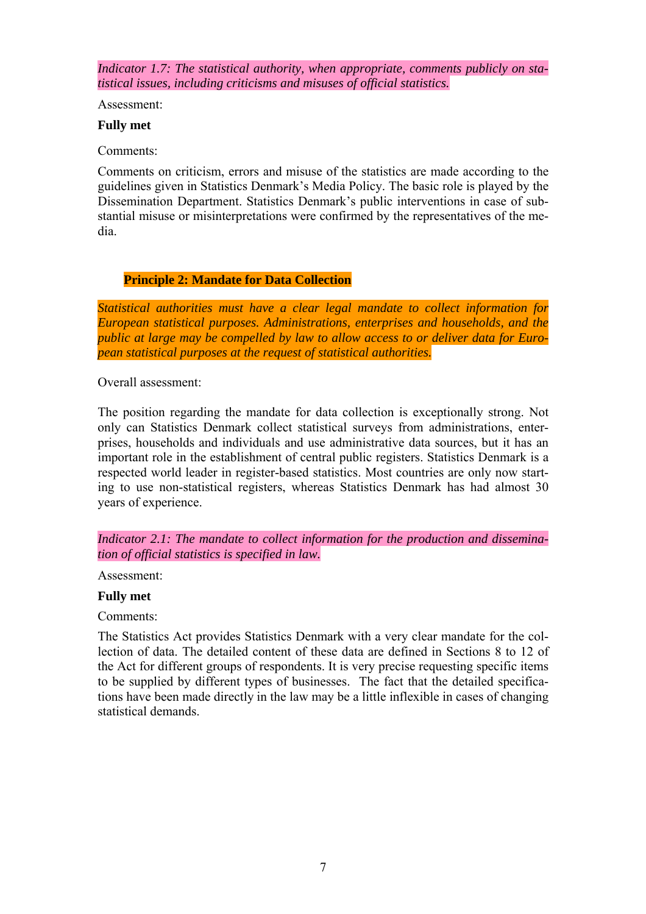*Indicator 1.7: The statistical authority, when appropriate, comments publicly on statistical issues, including criticisms and misuses of official statistics.*

Assessment:

**Fully met**

Comments:

Comments on criticism, errors and misuse of the statistics are made according to the guidelines given in Statistics Denmark's Media Policy. The basic role is played by the Dissemination Department. Statistics Denmark's public interventions in case of substantial misuse or misinterpretations were confirmed by the representatives of the media.

## Principle 2: Mandate for Data Collection

*Statistical authorities must have a clear legal mandate to collect information for European statistical purposes. Administrations, enterprises and households, and the public at large may be compelled by law to allow access to or deliver data for European statistical purposes at the request of statistical authorities.*

Overall assessment:

The position regarding the mandate for data collection is exceptionally strong. Not only can Statistics Denmark collect statistical surveys from administrations, enterprises, households and individuals and use administrative data sources, but it has an important role in the establishment of central public registers. Statistics Denmark is a respected world leader in register-based statistics. Most countries are only now starting to use non-statistical registers, whereas Statistics Denmark has had almost 30 years of experience.

*Indicator 2.1: The mandate to collect information for the production and dissemination of official statistics is specified in law.*

Assessment:

**Fully met**

Comments:

The Statistics Act provides Statistics Denmark with a very clear mandate for the collection of data. The detailed content of these data are defined in Sections 8 to 12 of the Act for different groups of respondents. It is very precise requesting specific items to be supplied by different types of businesses. The fact that the detailed specifications have been made directly in the law may be a little inflexible in cases of changing statistical demands.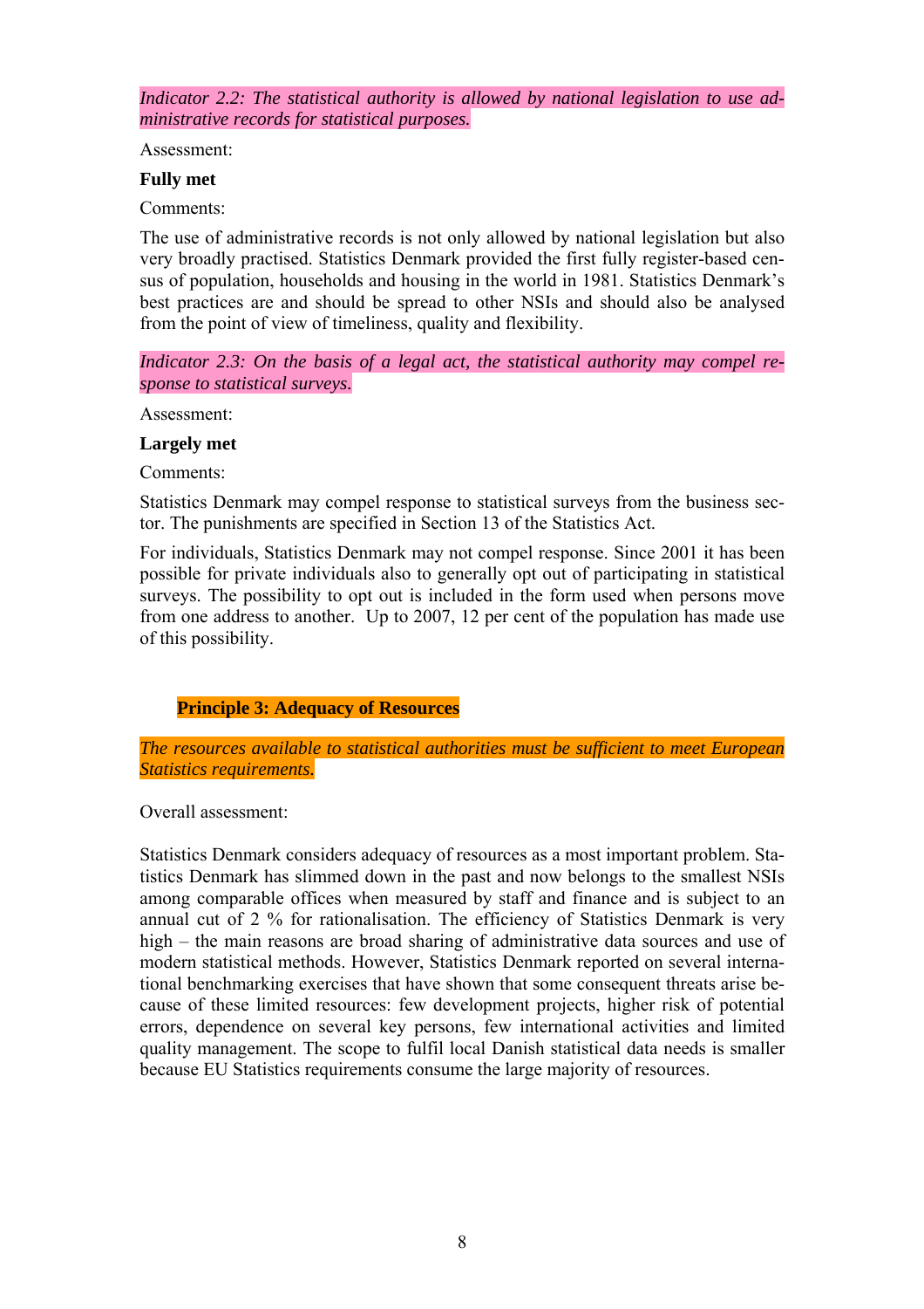*Indicator 2.2: The statistical authority is allowed by national legislation to use administrative records for statistical purposes.*

Assessment:

**Fully met**

Comments:

The use of administrative records is not only allowed by national legislation but also very broadly practised. Statistics Denmark provided the first fully register-based census of population, households and housing in the world in 1981. Statistics Denmark's best practices are and should be spread to other NSIs and should also be analysed from the point of view of timeliness, quality and flexibility.

*Indicator 2.3: On the basis of a legal act, the statistical authority may compel response to statistical surveys.*

Assessment:

**Largely met**

Comments:

Statistics Denmark may compel response to statistical surveys from the business sector. The punishments are specified in Section 13 of the Statistics Act.

For individuals, Statistics Denmark may not compel response. Since 2001 it has been possible for private individuals also to generally opt out of participating in statistical surveys. The possibility to opt out is included in the form used when persons move from one address to another. Up to 2007, 12 per cent of the population has made use of this possibility.

## Principle 3: Adequacy of Resources

*The resources available to statistical authorities must be sufficient to meet European Statistics requirements.*

Overall assessment:

Statistics Denmark considers adequacy of resources as a most important problem. Statistics Denmark has slimmed down in the past and now belongs to the smallest NSIs among comparable offices when measured by staff and finance and is subject to an annual cut of 2 % for rationalisation. The efficiency of Statistics Denmark is very high – the main reasons are broad sharing of administrative data sources and use of modern statistical methods. However, Statistics Denmark reported on several international benchmarking exercises that have shown that some consequent threats arise because of these limited resources: few development projects, higher risk of potential errors, dependence on several key persons, few international activities and limited quality management. The scope to fulfil local Danish statistical data needs is smaller because EU Statistics requirements consume the large majority of resources.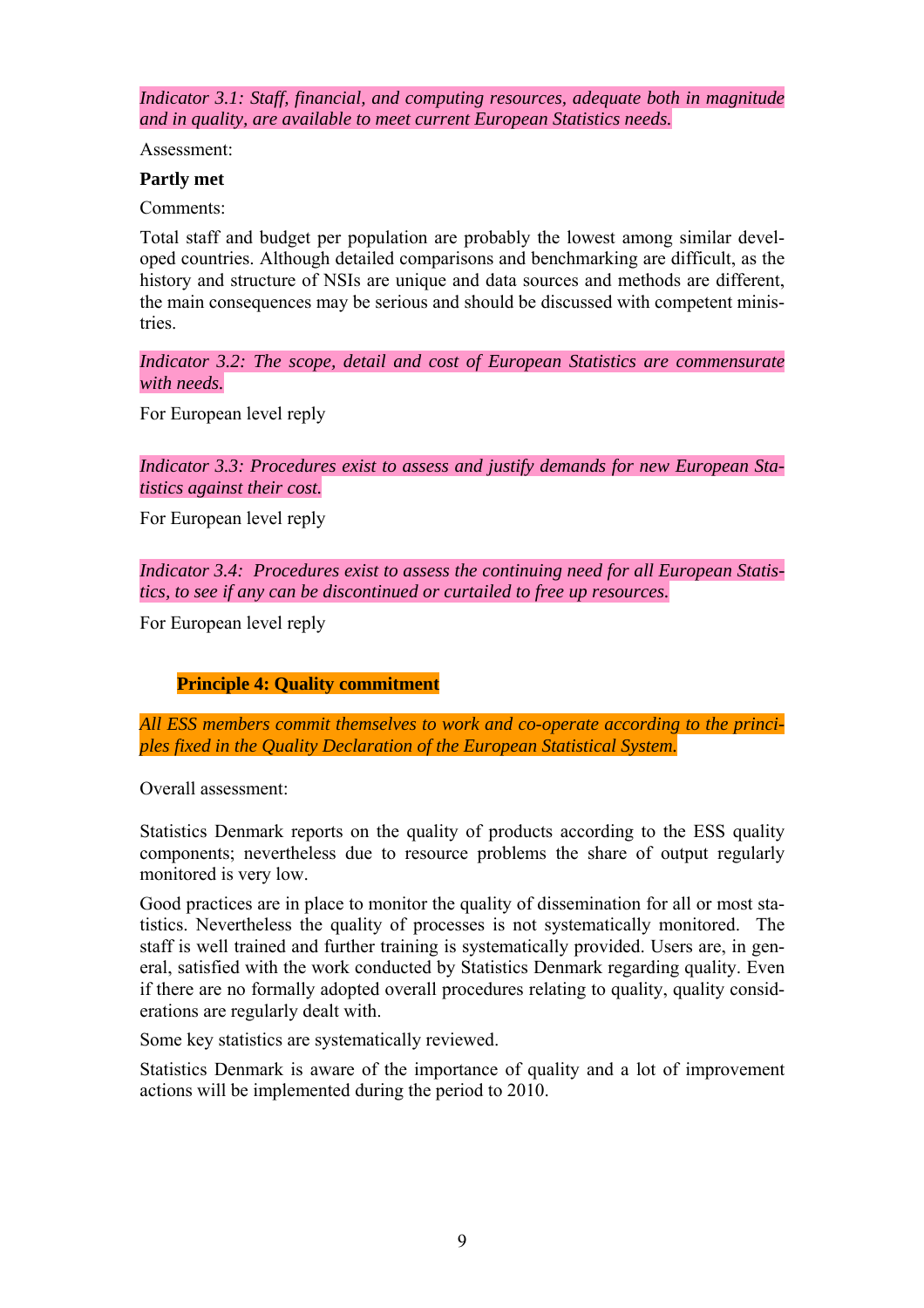*Indicator 3.1: Staff, financial, and computing resources, adequate both in magnitude and in quality, are available to meet current European Statistics needs.*

Assessment:

**Partly met**

Comments:

Total staff and budget per population are probably the lowest among similar developed countries. Although detailed comparisons and benchmarking are difficult, as the history and structure of NSIs are unique and data sources and methods are different, the main consequences may be serious and should be discussed with competent ministries.

*Indicator 3.2: The scope, detail and cost of European Statistics are commensurate with needs.*

For European level reply

*Indicator 3.3: Procedures exist to assess and justify demands for new European Statistics against their cost.*

For European level reply

*Indicator 3.4: Procedures exist to assess the continuing need for all European Statistics, to see if any can be discontinued or curtailed to free up resources.*

For European level reply

### Principle 4: Quality commitment

*All ESS members commit themselves to work and co-operate according to the principles fixed in the Quality Declaration of the European Statistical System.*

Overall assessment:

Statistics Denmark reports on the quality of products according to the ESS quality components; nevertheless due to resource problems the share of output regularly monitored is very low.

Good practices are in place to monitor the quality of dissemination for all or most statistics. Nevertheless the quality of processes is not systematically monitored. The staff is well trained and further training is systematically provided. Users are, in general, satisfied with the work conducted by Statistics Denmark regarding quality. Even if there are no formally adopted overall procedures relating to quality, quality considerations are regularly dealt with.

Some key statistics are systematically reviewed.

Statistics Denmark is aware of the importance of quality and a lot of improvement actions will be implemented during the period to 2010.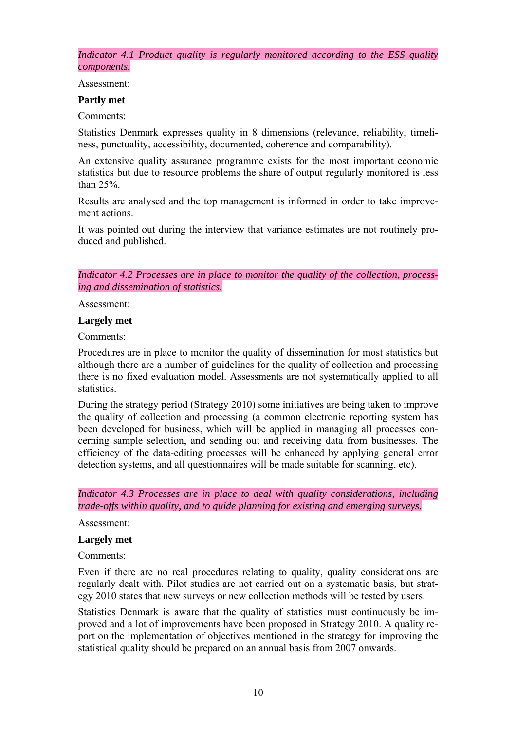*Indicator 4.1 Product quality is regularly monitored according to the ESS quality components.*

Assessment:

**Partly met**

Comments:

Statistics Denmark expresses quality in 8 dimensions (relevance, reliability, timeliness, punctuality, accessibility, documented, coherence and comparability).

An extensive quality assurance programme exists for the most important economic statistics but due to resource problems the share of output regularly monitored is less than 25%.

Results are analysed and the top management is informed in order to take improvement actions.

It was pointed out during the interview that variance estimates are not routinely produced and published.

*Indicator 4.2 Processes are in place to monitor the quality of the collection, processing and dissemination of statistics.*

Assessment:

**Largely met**

Comments:

Procedures are in place to monitor the quality of dissemination for most statistics but although there are a number of guidelines for the quality of collection and processing there is no fixed evaluation model. Assessments are not systematically applied to all statistics.

During the strategy period (Strategy 2010) some initiatives are being taken to improve the quality of collection and processing (a common electronic reporting system has been developed for business, which will be applied in managing all processes concerning sample selection, and sending out and receiving data from businesses. The efficiency of the data-editing processes will be enhanced by applying general error detection systems, and all questionnaires will be made suitable for scanning, etc).

*Indicator 4.3 Processes are in place to deal with quality considerations, including trade-offs within quality, and to guide planning for existing and emerging surveys.*

Assessment:

**Largely met**

Comments:

Even if there are no real procedures relating to quality, quality considerations are regularly dealt with. Pilot studies are not carried out on a systematic basis, but strategy 2010 states that new surveys or new collection methods will be tested by users.

Statistics Denmark is aware that the quality of statistics must continuously be improved and a lot of improvements have been proposed in Strategy 2010. A quality report on the implementation of objectives mentioned in the strategy for improving the statistical quality should be prepared on an annual basis from 2007 onwards.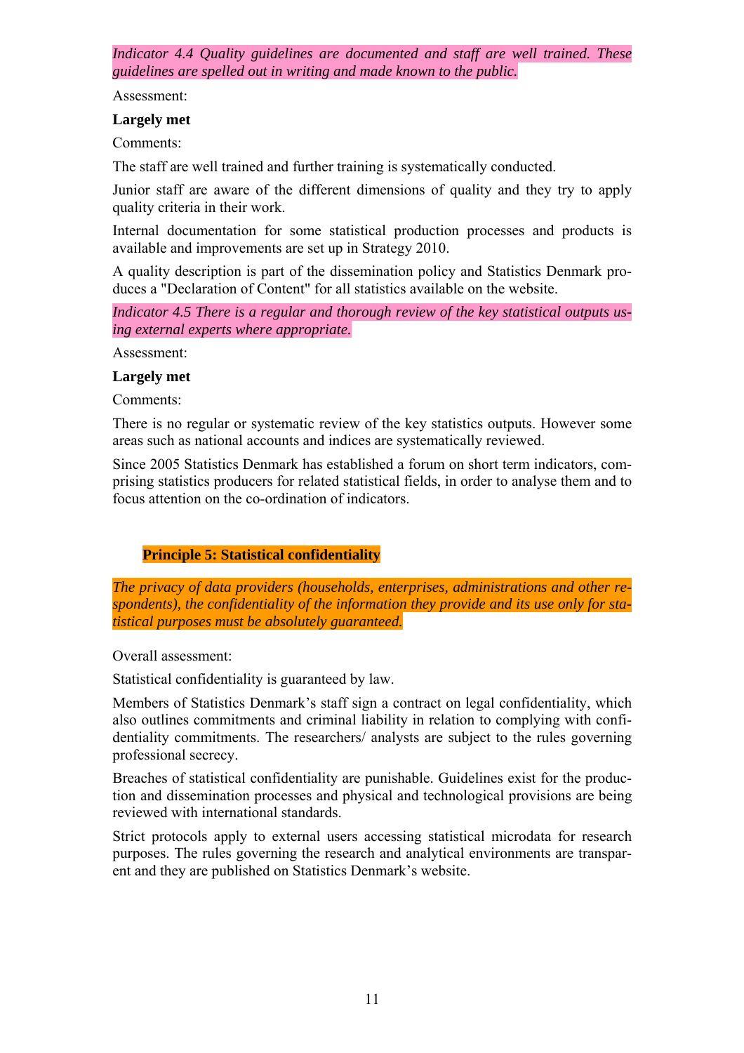*Indicator 4.4 Quality guidelines are documented and staff are well trained. These guidelines are spelled out in writing and made known to the public.*

Assessment:

**Largely met**

Comments:

The staff are well trained and further training is systematically conducted.

Junior staff are aware of the different dimensions of quality and they try to apply quality criteria in their work.

Internal documentation for some statistical production processes and products is available and improvements are set up in Strategy 2010.

A quality description is part of the dissemination policy and Statistics Denmark produces a "Declaration of Content" for all statistics available on the website.

*Indicator 4.5 There is a regular and thorough review of the key statistical outputs using external experts where appropriate.*

Assessment:

**Largely met**

Comments:

There is no regular or systematic review of the key statistics outputs. However some areas such as national accounts and indices are systematically reviewed.

Since 2005 Statistics Denmark has established a forum on short term indicators, comprising statistics producers for related statistical fields, in order to analyse them and to focus attention on the co-ordination of indicators.

## Principle 5: Statistical confidentiality

*The privacy of data providers (households, enterprises, administrations and other respondents), the confidentiality of the information they provide and its use only for statistical purposes must be absolutely guaranteed.*

Overall assessment:

Statistical confidentiality is guaranteed by law.

Members of Statistics Denmark's staff sign a contract on legal confidentiality, which also outlines commitments and criminal liability in relation to complying with confidentiality commitments. The researchers/ analysts are subject to the rules governing professional secrecy.

Breaches of statistical confidentiality are punishable. Guidelines exist for the production and dissemination processes and physical and technological provisions are being reviewed with international standards.

Strict protocols apply to external users accessing statistical microdata for research purposes. The rules governing the research and analytical environments are transparent and they are published on Statistics Denmark's website.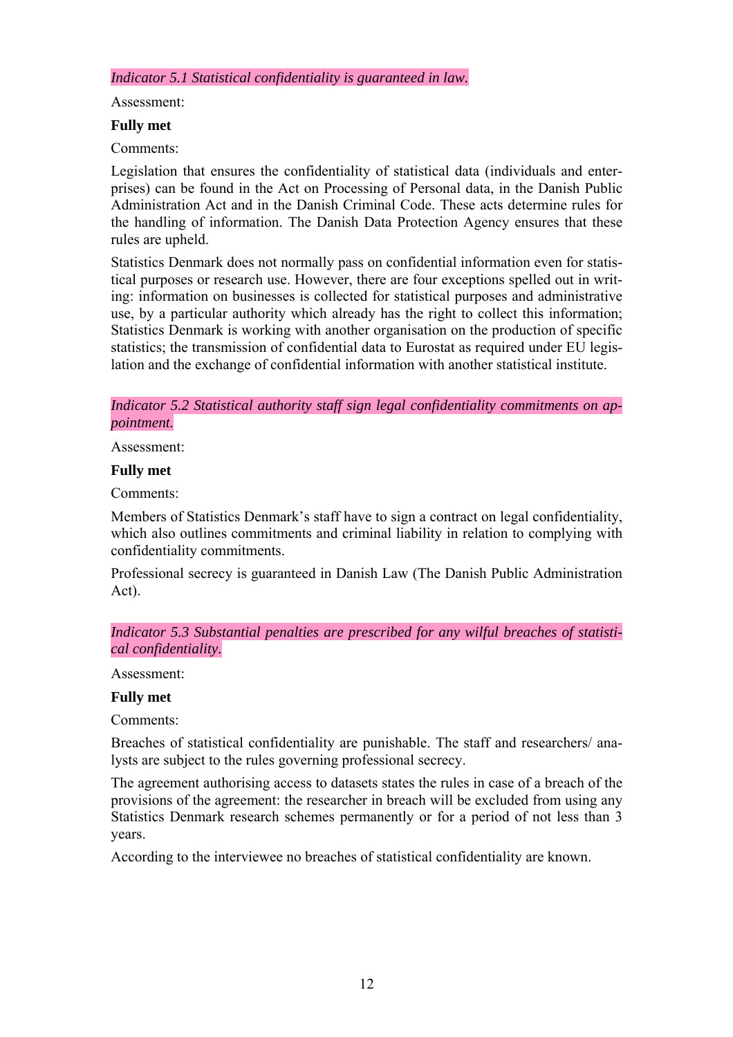*Indicator 5.1 Statistical confidentiality is guaranteed in law.*

Assessment:

**Fully met**

Comments:

Legislation that ensures the confidentiality of statistical data (individuals and enterprises) can be found in the Act on Processing of Personal data, in the Danish Public Administration Act and in the Danish Criminal Code. These acts determine rules for the handling of information. The Danish Data Protection Agency ensures that these rules are upheld.

Statistics Denmark does not normally pass on confidential information even for statistical purposes or research use. However, there are four exceptions spelled out in writing: information on businesses is collected for statistical purposes and administrative use, by a particular authority which already has the right to collect this information; Statistics Denmark is working with another organisation on the production of specific statistics; the transmission of confidential data to Eurostat as required under EU legislation and the exchange of confidential information with another statistical institute.

*Indicator 5.2 Statistical authority staff sign legal confidentiality commitments on appointment.*

Assessment:

**Fully met**

Comments:

Members of Statistics Denmark's staff have to sign a contract on legal confidentiality, which also outlines commitments and criminal liability in relation to complying with confidentiality commitments.

Professional secrecy is guaranteed in Danish Law (The Danish Public Administration Act).

*Indicator 5.3 Substantial penalties are prescribed for any wilful breaches of statistical confidentiality.*

Assessment:

**Fully met**

Comments:

Breaches of statistical confidentiality are punishable. The staff and researchers/ analysts are subject to the rules governing professional secrecy.

The agreement authorising access to datasets states the rules in case of a breach of the provisions of the agreement: the researcher in breach will be excluded from using any Statistics Denmark research schemes permanently or for a period of not less than 3 years.

According to the interviewee no breaches of statistical confidentiality are known.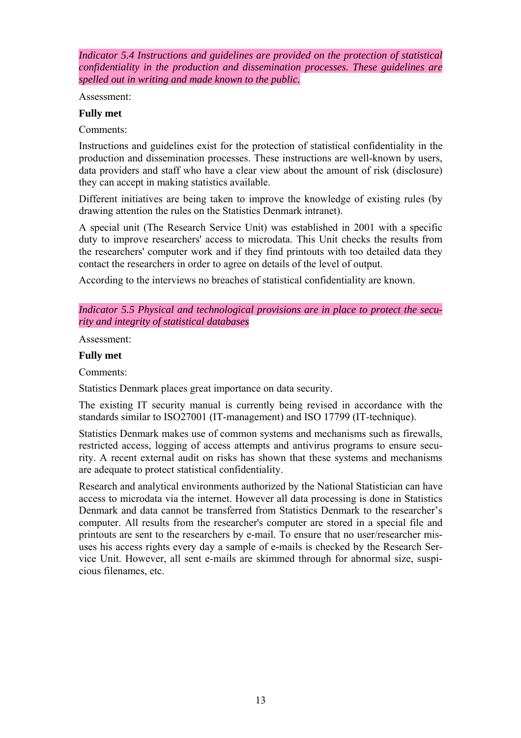*Indicator 5.4 Instructions and guidelines are provided on the protection of statistical confidentiality in the production and dissemination processes. These guidelines are spelled out in writing and made known to the public.*

Assessment:

**Fully met**

Comments:

Instructions and guidelines exist for the protection of statistical confidentiality in the production and dissemination processes. These instructions are well-known by users, data providers and staff who have a clear view about the amount of risk (disclosure) they can accept in making statistics available.

Different initiatives are being taken to improve the knowledge of existing rules (by drawing attention the rules on the Statistics Denmark intranet).

A special unit (The Research Service Unit) was established in 2001 with a specific duty to improve researchers' access to microdata. This Unit checks the results from the researchers' computer work and if they find printouts with too detailed data they contact the researchers in order to agree on details of the level of output.

According to the interviews no breaches of statistical confidentiality are known.

*Indicator 5.5 Physical and technological provisions are in place to protect the security and integrity of statistical databases*

Assessment:

**Fully met**

Comments:

Statistics Denmark places great importance on data security.

The existing IT security manual is currently being revised in accordance with the standards similar to ISO27001 (IT-management) and ISO 17799 (IT-technique).

Statistics Denmark makes use of common systems and mechanisms such as firewalls, restricted access, logging of access attempts and antivirus programs to ensure security. A recent external audit on risks has shown that these systems and mechanisms are adequate to protect statistical confidentiality.

Research and analytical environments authorized by the National Statistician can have access to microdata via the internet. However all data processing is done in Statistics Denmark and data cannot be transferred from Statistics Denmark to the researcher's computer. All results from the researcher's computer are stored in a special file and printouts are sent to the researchers by e-mail. To ensure that no user/researcher misuses his access rights every day a sample of e-mails is checked by the Research Service Unit. However, all sent e-mails are skimmed through for abnormal size, suspicious filenames, etc.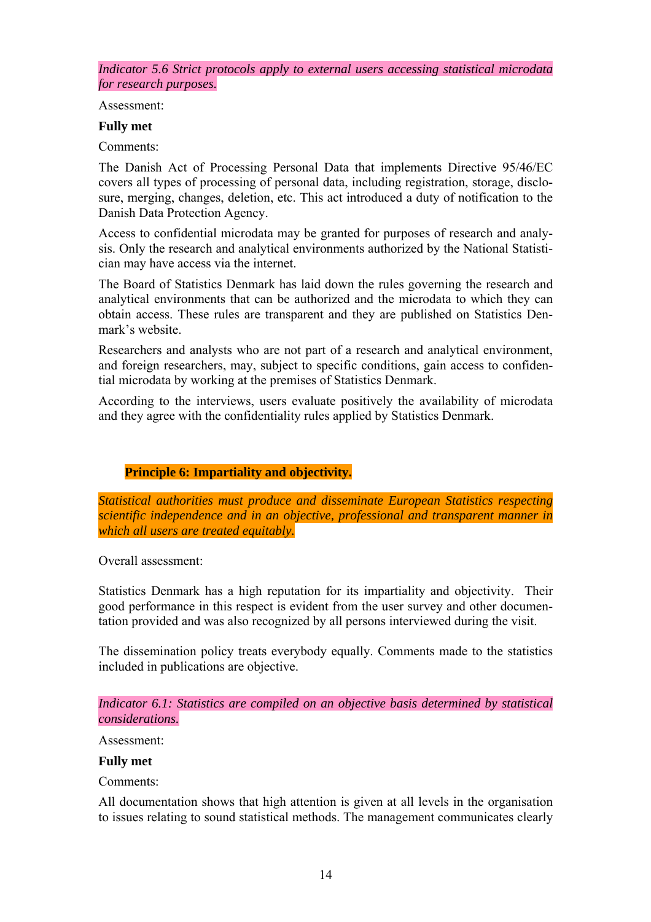*Indicator 5.6 Strict protocols apply to external users accessing statistical microdata for research purposes.*

Assessment:

**Fully met**

Comments:

The Danish Act of Processing Personal Data that implements Directive 95/46/EC covers all types of processing of personal data, including registration, storage, disclosure, merging, changes, deletion, etc. This act introduced a duty of notification to the Danish Data Protection Agency.

Access to confidential microdata may be granted for purposes of research and analysis. Only the research and analytical environments authorized by the National Statistician may have access via the internet.

The Board of Statistics Denmark has laid down the rules governing the research and analytical environments that can be authorized and the microdata to which they can obtain access. These rules are transparent and they are published on Statistics Denmark's website.

Researchers and analysts who are not part of a research and analytical environment, and foreign researchers, may, subject to specific conditions, gain access to confidential microdata by working at the premises of Statistics Denmark.

According to the interviews, users evaluate positively the availability of microdata and they agree with the confidentiality rules applied by Statistics Denmark.

## Principle 6: Impartiality and objectivity.

*Statistical authorities must produce and disseminate European Statistics respecting scientific independence and in an objective, professional and transparent manner in which all users are treated equitably.*

Overall assessment:

Statistics Denmark has a high reputation for its impartiality and objectivity. Their good performance in this respect is evident from the user survey and other documentation provided and was also recognized by all persons interviewed during the visit.

The dissemination policy treats everybody equally. Comments made to the statistics included in publications are objective.

*Indicator 6.1: Statistics are compiled on an objective basis determined by statistical considerations.*

Assessment:

**Fully met**

Comments:

All documentation shows that high attention is given at all levels in the organisation to issues relating to sound statistical methods. The management communicates clearly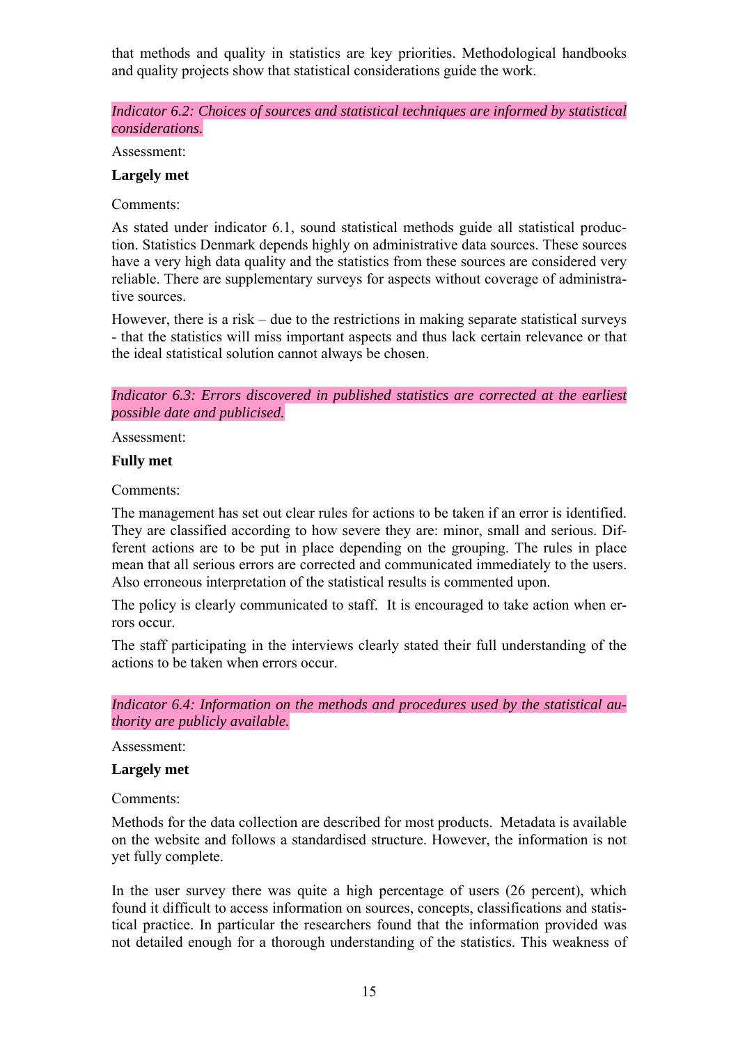that methods and quality in statistics are key priorities. Methodological handbooks and quality projects show that statistical considerations guide the work.

*Indicator 6.2: Choices of sources and statistical techniques are informed by statistical considerations.*

Assessment:

**Largely met**

Comments:

As stated under indicator 6.1, sound statistical methods guide all statistical production. Statistics Denmark depends highly on administrative data sources. These sources have a very high data quality and the statistics from these sources are considered very reliable. There are supplementary surveys for aspects without coverage of administrative sources.

However, there is a risk – due to the restrictions in making separate statistical surveys - that the statistics will miss important aspects and thus lack certain relevance or that the ideal statistical solution cannot always be chosen.

*Indicator 6.3: Errors discovered in published statistics are corrected at the earliest possible date and publicised.*

Assessment:

**Fully met**

Comments:

The management has set out clear rules for actions to be taken if an error is identified. They are classified according to how severe they are: minor, small and serious. Different actions are to be put in place depending on the grouping. The rules in place mean that all serious errors are corrected and communicated immediately to the users. Also erroneous interpretation of the statistical results is commented upon.

The policy is clearly communicated to staff. It is encouraged to take action when errors occur.

The staff participating in the interviews clearly stated their full understanding of the actions to be taken when errors occur.

*Indicator 6.4: Information on the methods and procedures used by the statistical authority are publicly available.*

Assessment:

**Largely met**

Comments:

Methods for the data collection are described for most products. Metadata is available on the website and follows a standardised structure. However, the information is not yet fully complete.

In the user survey there was quite a high percentage of users (26 percent), which found it difficult to access information on sources, concepts, classifications and statistical practice. In particular the researchers found that the information provided was not detailed enough for a thorough understanding of the statistics. This weakness of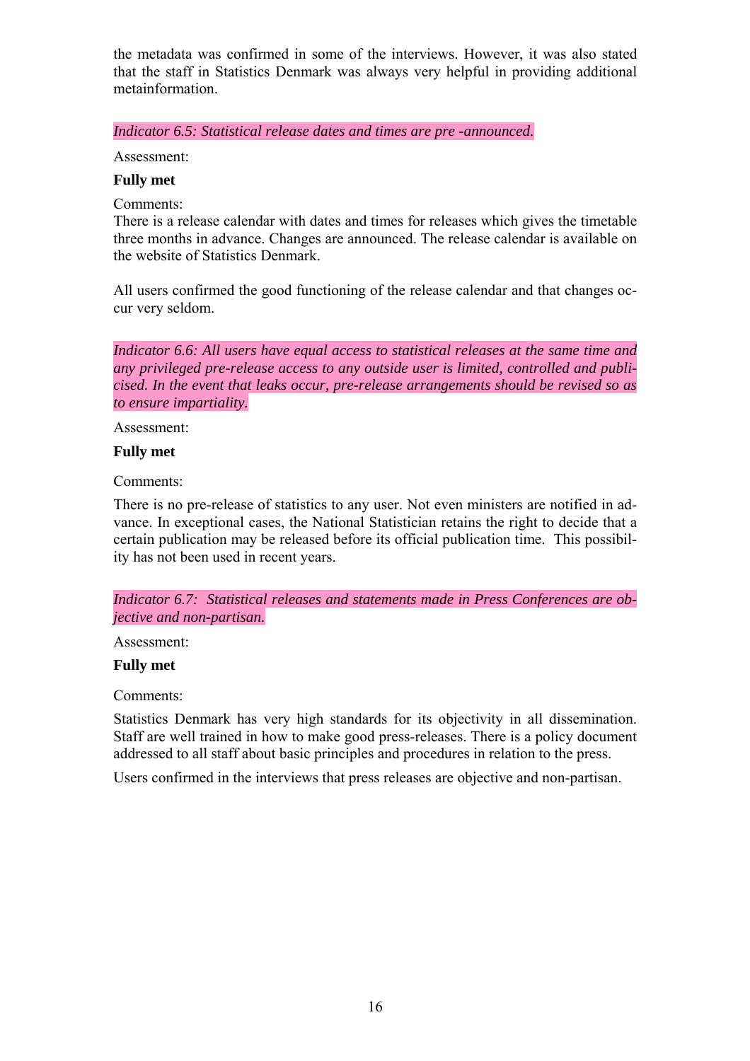the metadata was confirmed in some of the interviews. However, it was also stated that the staff in Statistics Denmark was always very helpful in providing additional metainformation.

*Indicator 6.5: Statistical release dates and times are pre -announced.*

Assessment:

**Fully met**

Comments:
There is a release calendar with dates and times for releases which gives the timetable three months in advance. Changes are announced. The release calendar is available on the website of Statistics Denmark.

All users confirmed the good functioning of the release calendar and that changes occur very seldom.

*Indicator 6.6: All users have equal access to statistical releases at the same time and any privileged pre-release access to any outside user is limited, controlled and publicised. In the event that leaks occur, pre-release arrangements should be revised so as to ensure impartiality.*

Assessment:

**Fully met**

Comments:

There is no pre-release of statistics to any user. Not even ministers are notified in advance. In exceptional cases, the National Statistician retains the right to decide that a certain publication may be released before its official publication time. This possibility has not been used in recent years.

*Indicator 6.7: Statistical releases and statements made in Press Conferences are objective and non-partisan.*

Assessment:

**Fully met**

Comments:

Statistics Denmark has very high standards for its objectivity in all dissemination. Staff are well trained in how to make good press-releases. There is a policy document addressed to all staff about basic principles and procedures in relation to the press.

Users confirmed in the interviews that press releases are objective and non-partisan.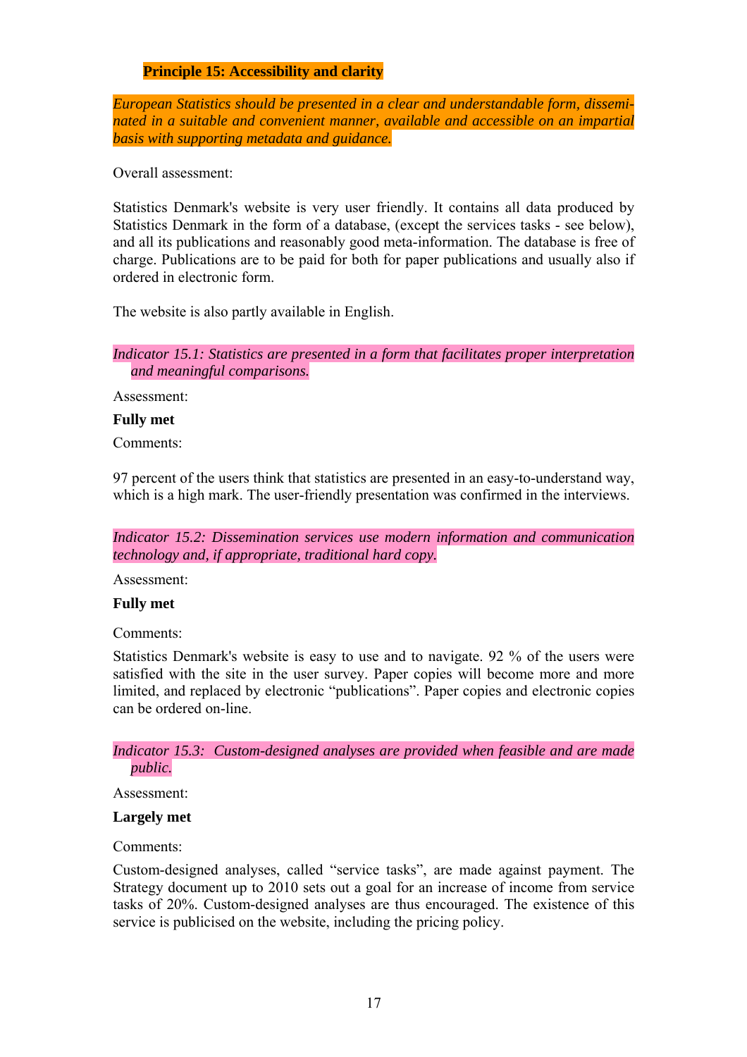### Principle 15: Accessibility and clarity

*European Statistics should be presented in a clear and understandable form, disseminated in a suitable and convenient manner, available and accessible on an impartial basis with supporting metadata and guidance.*

Overall assessment:

Statistics Denmark's website is very user friendly. It contains all data produced by Statistics Denmark in the form of a database, (except the services tasks - see below), and all its publications and reasonably good meta-information. The database is free of charge. Publications are to be paid for both for paper publications and usually also if ordered in electronic form.

The website is also partly available in English.

*Indicator 15.1: Statistics are presented in a form that facilitates proper interpretation and meaningful comparisons.*

Assessment:

**Fully met**

Comments:

97 percent of the users think that statistics are presented in an easy-to-understand way, which is a high mark. The user-friendly presentation was confirmed in the interviews.

*Indicator 15.2: Dissemination services use modern information and communication technology and, if appropriate, traditional hard copy.*

Assessment:

**Fully met**

Comments:

Statistics Denmark's website is easy to use and to navigate. 92 % of the users were satisfied with the site in the user survey. Paper copies will become more and more limited, and replaced by electronic "publications". Paper copies and electronic copies can be ordered on-line.

*Indicator 15.3: Custom-designed analyses are provided when feasible and are made public.*

Assessment:

**Largely met**

Comments:

Custom-designed analyses, called "service tasks", are made against payment. The Strategy document up to 2010 sets out a goal for an increase of income from service tasks of 20%. Custom-designed analyses are thus encouraged. The existence of this service is publicised on the website, including the pricing policy.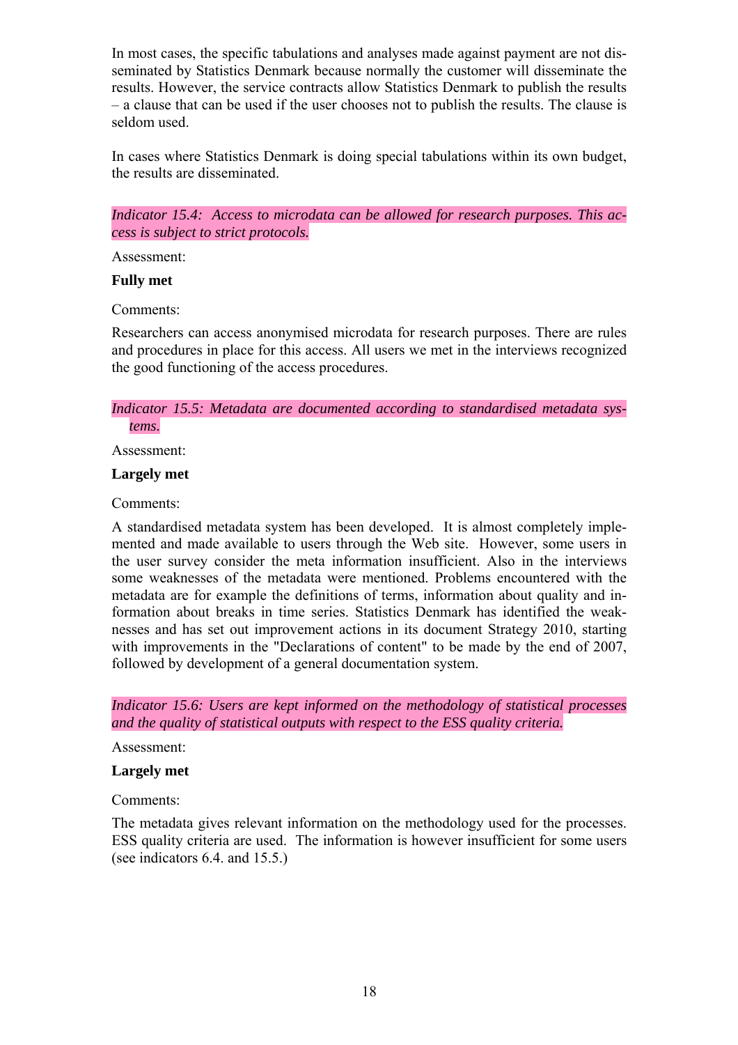In most cases, the specific tabulations and analyses made against payment are not disseminated by Statistics Denmark because normally the customer will disseminate the results. However, the service contracts allow Statistics Denmark to publish the results – a clause that can be used if the user chooses not to publish the results. The clause is seldom used.

In cases where Statistics Denmark is doing special tabulations within its own budget, the results are disseminated.

*Indicator 15.4: Access to microdata can be allowed for research purposes. This access is subject to strict protocols.*

Assessment:

**Fully met**

Comments:

Researchers can access anonymised microdata for research purposes. There are rules and procedures in place for this access. All users we met in the interviews recognized the good functioning of the access procedures.

*Indicator 15.5: Metadata are documented according to standardised metadata systems.*

Assessment:

**Largely met**

Comments:

A standardised metadata system has been developed. It is almost completely implemented and made available to users through the Web site. However, some users in the user survey consider the meta information insufficient. Also in the interviews some weaknesses of the metadata were mentioned. Problems encountered with the metadata are for example the definitions of terms, information about quality and information about breaks in time series. Statistics Denmark has identified the weaknesses and has set out improvement actions in its document Strategy 2010, starting with improvements in the "Declarations of content" to be made by the end of 2007, followed by development of a general documentation system.

*Indicator 15.6: Users are kept informed on the methodology of statistical processes and the quality of statistical outputs with respect to the ESS quality criteria.*

Assessment:

**Largely met**

Comments:

The metadata gives relevant information on the methodology used for the processes. ESS quality criteria are used. The information is however insufficient for some users (see indicators 6.4. and 15.5.)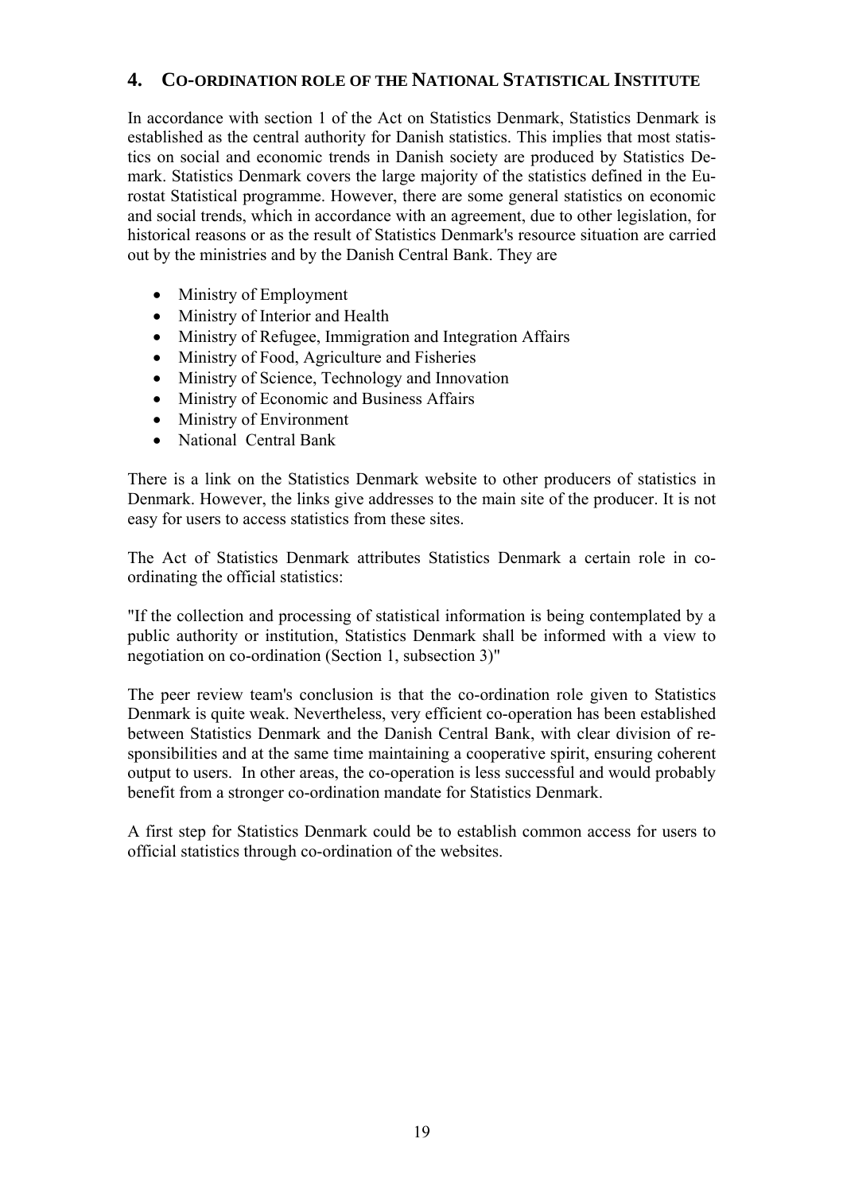## 4. CO-ORDINATION ROLE OF THE NATIONAL STATISTICAL INSTITUTE

In accordance with section 1 of the Act on Statistics Denmark, Statistics Denmark is established as the central authority for Danish statistics. This implies that most statistics on social and economic trends in Danish society are produced by Statistics Demark. Statistics Denmark covers the large majority of the statistics defined in the Eurostat Statistical programme. However, there are some general statistics on economic and social trends, which in accordance with an agreement, due to other legislation, for historical reasons or as the result of Statistics Denmark's resource situation are carried out by the ministries and by the Danish Central Bank. They are

- Ministry of Employment
- Ministry of Interior and Health
- Ministry of Refugee, Immigration and Integration Affairs
- Ministry of Food, Agriculture and Fisheries
- Ministry of Science, Technology and Innovation
- Ministry of Economic and Business Affairs
- Ministry of Environment
- National Central Bank

There is a link on the Statistics Denmark website to other producers of statistics in Denmark. However, the links give addresses to the main site of the producer. It is not easy for users to access statistics from these sites.

The Act of Statistics Denmark attributes Statistics Denmark a certain role in co-ordinating the official statistics:

"If the collection and processing of statistical information is being contemplated by a public authority or institution, Statistics Denmark shall be informed with a view to negotiation on co-ordination (Section 1, subsection 3)"

The peer review team's conclusion is that the co-ordination role given to Statistics Denmark is quite weak. Nevertheless, very efficient co-operation has been established between Statistics Denmark and the Danish Central Bank, with clear division of responsibilities and at the same time maintaining a cooperative spirit, ensuring coherent output to users. In other areas, the co-operation is less successful and would probably benefit from a stronger co-ordination mandate for Statistics Denmark.

A first step for Statistics Denmark could be to establish common access for users to official statistics through co-ordination of the websites.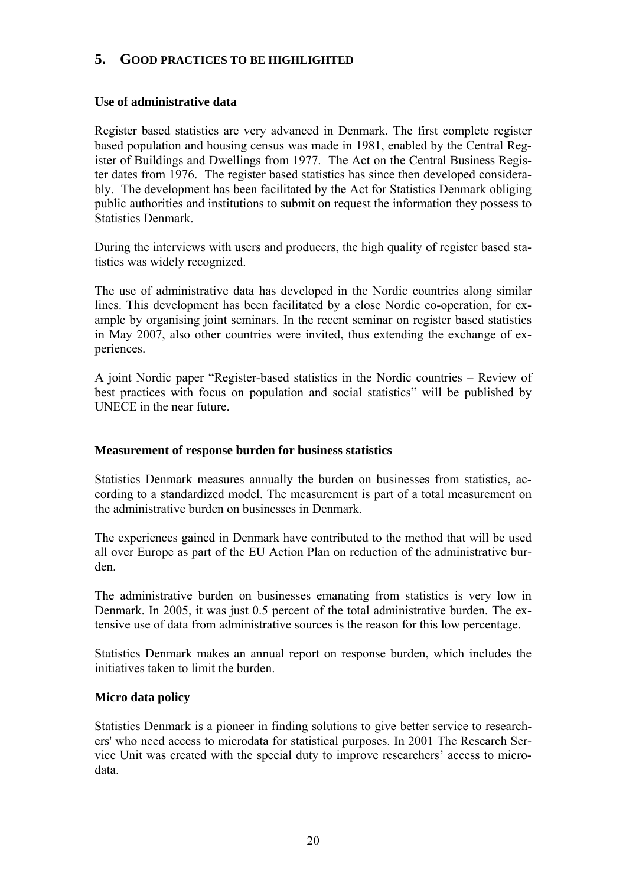## 5. GOOD PRACTICES TO BE HIGHLIGHTED

### Use of administrative data

Register based statistics are very advanced in Denmark. The first complete register based population and housing census was made in 1981, enabled by the Central Register of Buildings and Dwellings from 1977. The Act on the Central Business Register dates from 1976. The register based statistics has since then developed considerably. The development has been facilitated by the Act for Statistics Denmark obliging public authorities and institutions to submit on request the information they possess to Statistics Denmark.

During the interviews with users and producers, the high quality of register based statistics was widely recognized.

The use of administrative data has developed in the Nordic countries along similar lines. This development has been facilitated by a close Nordic co-operation, for example by organising joint seminars. In the recent seminar on register based statistics in May 2007, also other countries were invited, thus extending the exchange of experiences.

A joint Nordic paper "Register-based statistics in the Nordic countries – Review of best practices with focus on population and social statistics" will be published by UNECE in the near future.

### Measurement of response burden for business statistics

Statistics Denmark measures annually the burden on businesses from statistics, according to a standardized model. The measurement is part of a total measurement on the administrative burden on businesses in Denmark.

The experiences gained in Denmark have contributed to the method that will be used all over Europe as part of the EU Action Plan on reduction of the administrative burden.

The administrative burden on businesses emanating from statistics is very low in Denmark. In 2005, it was just 0.5 percent of the total administrative burden. The extensive use of data from administrative sources is the reason for this low percentage.

Statistics Denmark makes an annual report on response burden, which includes the initiatives taken to limit the burden.

### Micro data policy

Statistics Denmark is a pioneer in finding solutions to give better service to researchers' who need access to microdata for statistical purposes. In 2001 The Research Service Unit was created with the special duty to improve researchers' access to microdata.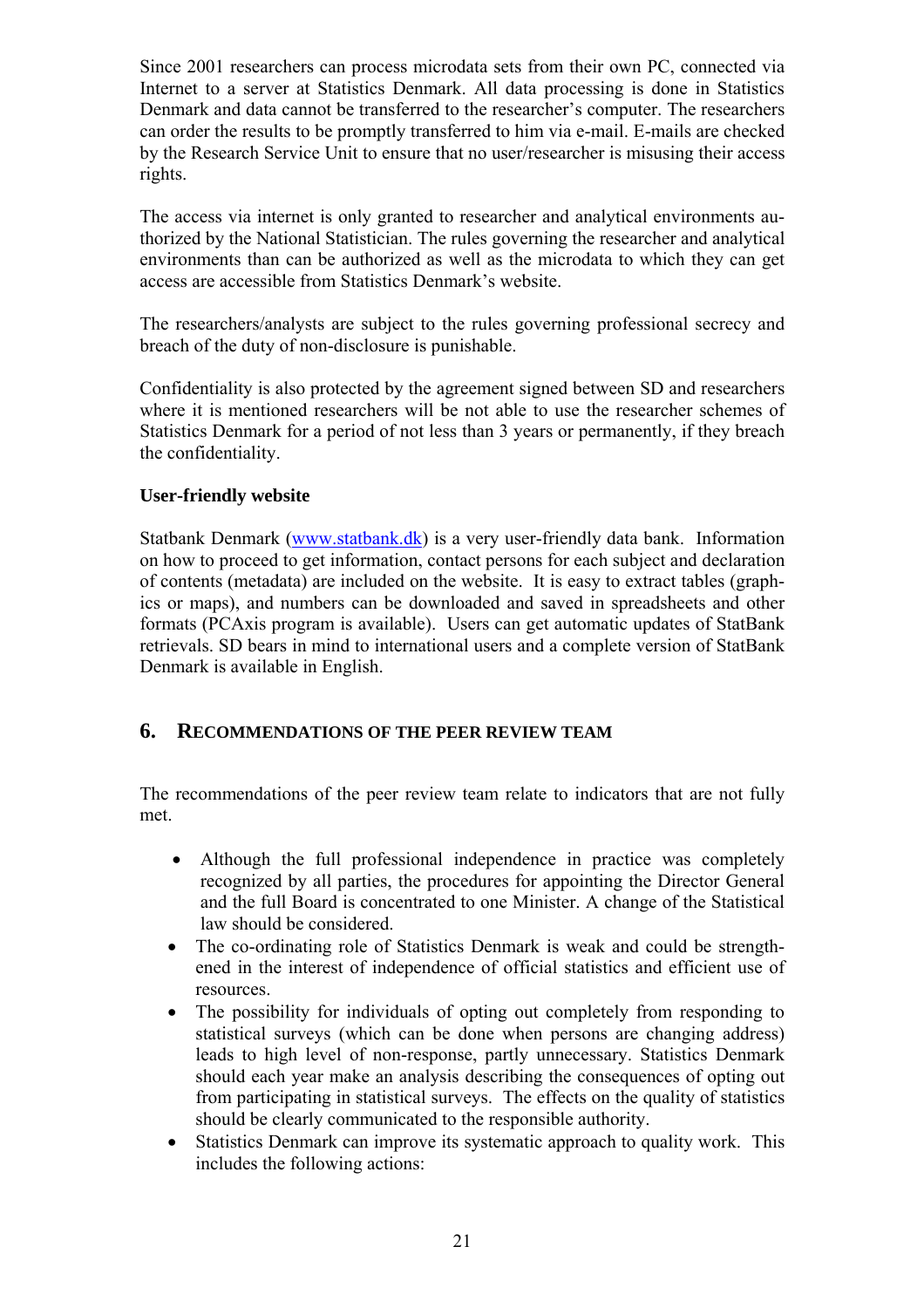Since 2001 researchers can process microdata sets from their own PC, connected via Internet to a server at Statistics Denmark. All data processing is done in Statistics Denmark and data cannot be transferred to the researcher's computer. The researchers can order the results to be promptly transferred to him via e-mail. E-mails are checked by the Research Service Unit to ensure that no user/researcher is misusing their access rights.

The access via internet is only granted to researcher and analytical environments authorized by the National Statistician. The rules governing the researcher and analytical environments than can be authorized as well as the microdata to which they can get access are accessible from Statistics Denmark's website.

The researchers/analysts are subject to the rules governing professional secrecy and breach of the duty of non-disclosure is punishable.

Confidentiality is also protected by the agreement signed between SD and researchers where it is mentioned researchers will be not able to use the researcher schemes of Statistics Denmark for a period of not less than 3 years or permanently, if they breach the confidentiality.

**User-friendly website**

Statbank Denmark ([www.statbank.dk](www.statbank.dk)) is a very user-friendly data bank. Information on how to proceed to get information, contact persons for each subject and declaration of contents (metadata) are included on the website. It is easy to extract tables (graphics or maps), and numbers can be downloaded and saved in spreadsheets and other formats (PCAxis program is available). Users can get automatic updates of StatBank retrievals. SD bears in mind to international users and a complete version of StatBank Denmark is available in English.

## 6. RECOMMENDATIONS OF THE PEER REVIEW TEAM

The recommendations of the peer review team relate to indicators that are not fully met.

- Although the full professional independence in practice was completely recognized by all parties, the procedures for appointing the Director General and the full Board is concentrated to one Minister. A change of the Statistical law should be considered.
- The co-ordinating role of Statistics Denmark is weak and could be strengthened in the interest of independence of official statistics and efficient use of resources.
- The possibility for individuals of opting out completely from responding to statistical surveys (which can be done when persons are changing address) leads to high level of non-response, partly unnecessary. Statistics Denmark should each year make an analysis describing the consequences of opting out from participating in statistical surveys. The effects on the quality of statistics should be clearly communicated to the responsible authority.
- Statistics Denmark can improve its systematic approach to quality work. This includes the following actions: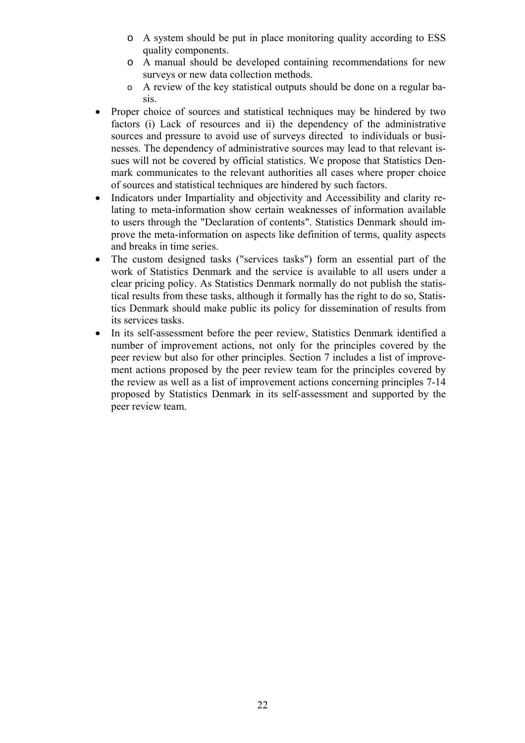- A system should be put in place monitoring quality according to ESS quality components.
    - A manual should be developed containing recommendations for new surveys or new data collection methods.
    - A review of the key statistical outputs should be done on a regular basis.
- Proper choice of sources and statistical techniques may be hindered by two factors (i) Lack of resources and ii) the dependency of the administrative sources and pressure to avoid use of surveys directed to individuals or businesses. The dependency of administrative sources may lead to that relevant issues will not be covered by official statistics. We propose that Statistics Denmark communicates to the relevant authorities all cases where proper choice of sources and statistical techniques are hindered by such factors.
- Indicators under Impartiality and objectivity and Accessibility and clarity relating to meta-information show certain weaknesses of information available to users through the "Declaration of contents". Statistics Denmark should improve the meta-information on aspects like definition of terms, quality aspects and breaks in time series.
- The custom designed tasks ("services tasks") form an essential part of the work of Statistics Denmark and the service is available to all users under a clear pricing policy. As Statistics Denmark normally do not publish the statistical results from these tasks, although it formally has the right to do so, Statistics Denmark should make public its policy for dissemination of results from its services tasks.
- In its self-assessment before the peer review, Statistics Denmark identified a number of improvement actions, not only for the principles covered by the peer review but also for other principles. Section 7 includes a list of improvement actions proposed by the peer review team for the principles covered by the review as well as a list of improvement actions concerning principles 7-14 proposed by Statistics Denmark in its self-assessment and supported by the peer review team.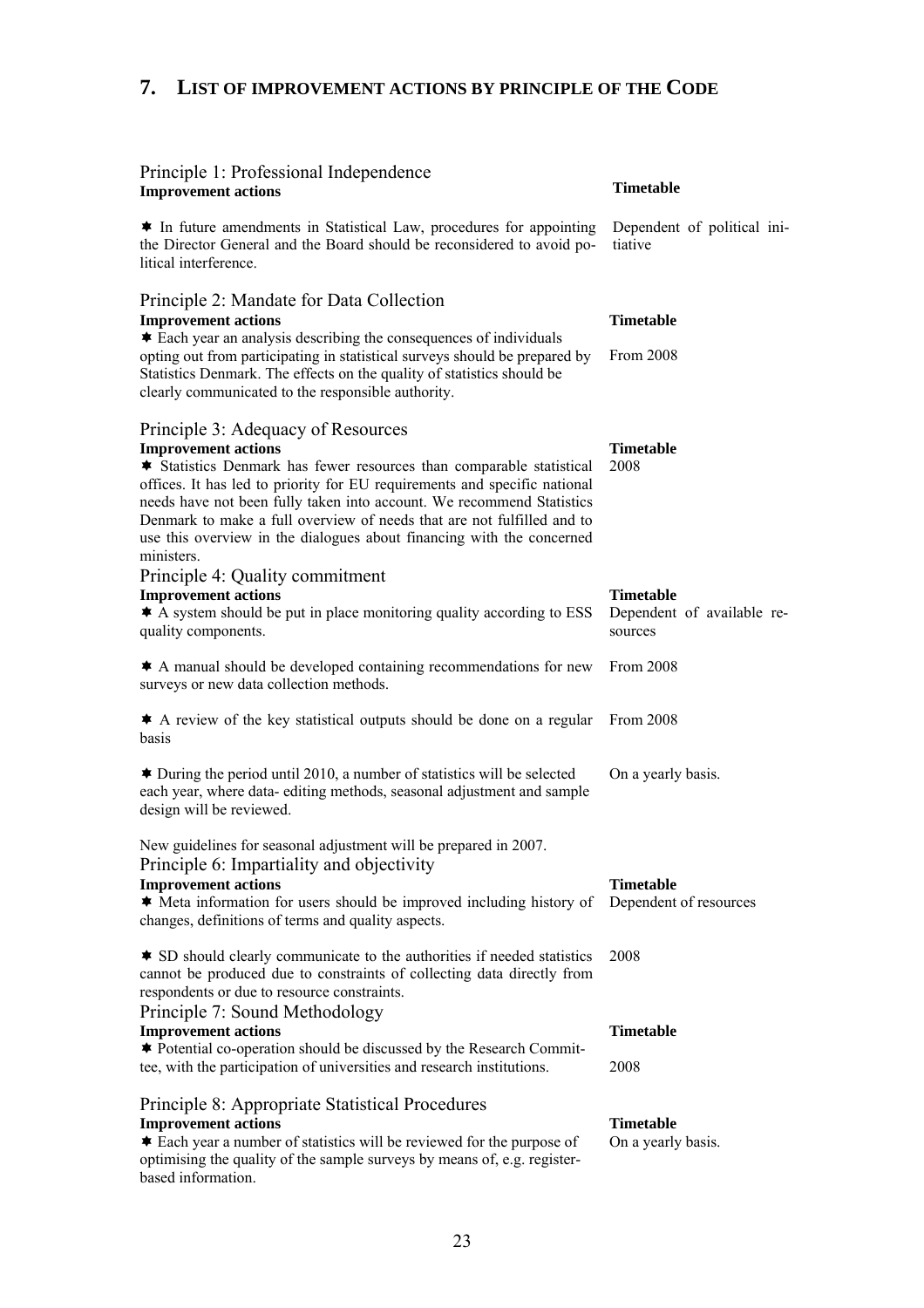## 7. List of improvement actions by principle of the Code

### Principle 1: Professional Independence

| Improvement actions | Timetable |
|---|---|
| ✱ In future amendments in Statistical Law, procedures for appointing the Director General and the Board should be reconsidered to avoid political interference. | Dependent of political initiative |

### Principle 2: Mandate for Data Collection

| Improvement actions | Timetable |
|---|---|
| ✱ Each year an analysis describing the consequences of individuals opting out from participating in statistical surveys should be prepared by Statistics Denmark. The effects on the quality of statistics should be clearly communicated to the responsible authority. | From 2008 |

### Principle 3: Adequacy of Resources

| Improvement actions | Timetable |
|---|---|
| ✱ Statistics Denmark has fewer resources than comparable statistical offices. It has led to priority for EU requirements and specific national needs have not been fully taken into account. We recommend Statistics Denmark to make a full overview of needs that are not fulfilled and to use this overview in the dialogues about financing with the concerned ministers. | 2008 |

### Principle 4: Quality commitment

| Improvement actions | Timetable |
|---|---|
| ✱ A system should be put in place monitoring quality according to ESS quality components. | Dependent of available resources |
| ✱ A manual should be developed containing recommendations for new surveys or new data collection methods. | From 2008 |
| ✱ A review of the key statistical outputs should be done on a regular basis | From 2008 |
| ✱ During the period until 2010, a number of statistics will be selected each year, where data- editing methods, seasonal adjustment and sample design will be reviewed.<br><br>New guidelines for seasonal adjustment will be prepared in 2007. | On a yearly basis. |

### Principle 6: Impartiality and objectivity

| Improvement actions | Timetable |
|---|---|
| ✱ Meta information for users should be improved including history of changes, definitions of terms and quality aspects. | Dependent of resources |
| ✱ SD should clearly communicate to the authorities if needed statistics cannot be produced due to constraints of collecting data directly from respondents or due to resource constraints. | 2008 |

### Principle 7: Sound Methodology

| Improvement actions | Timetable |
|---|---|
| ✱ Potential co-operation should be discussed by the Research Committee, with the participation of universities and research institutions. | 2008 |

### Principle 8: Appropriate Statistical Procedures

| Improvement actions | Timetable |
|---|---|
| ✱ Each year a number of statistics will be reviewed for the purpose of optimising the quality of the sample surveys by means of, e.g. register-based information. | On a yearly basis. |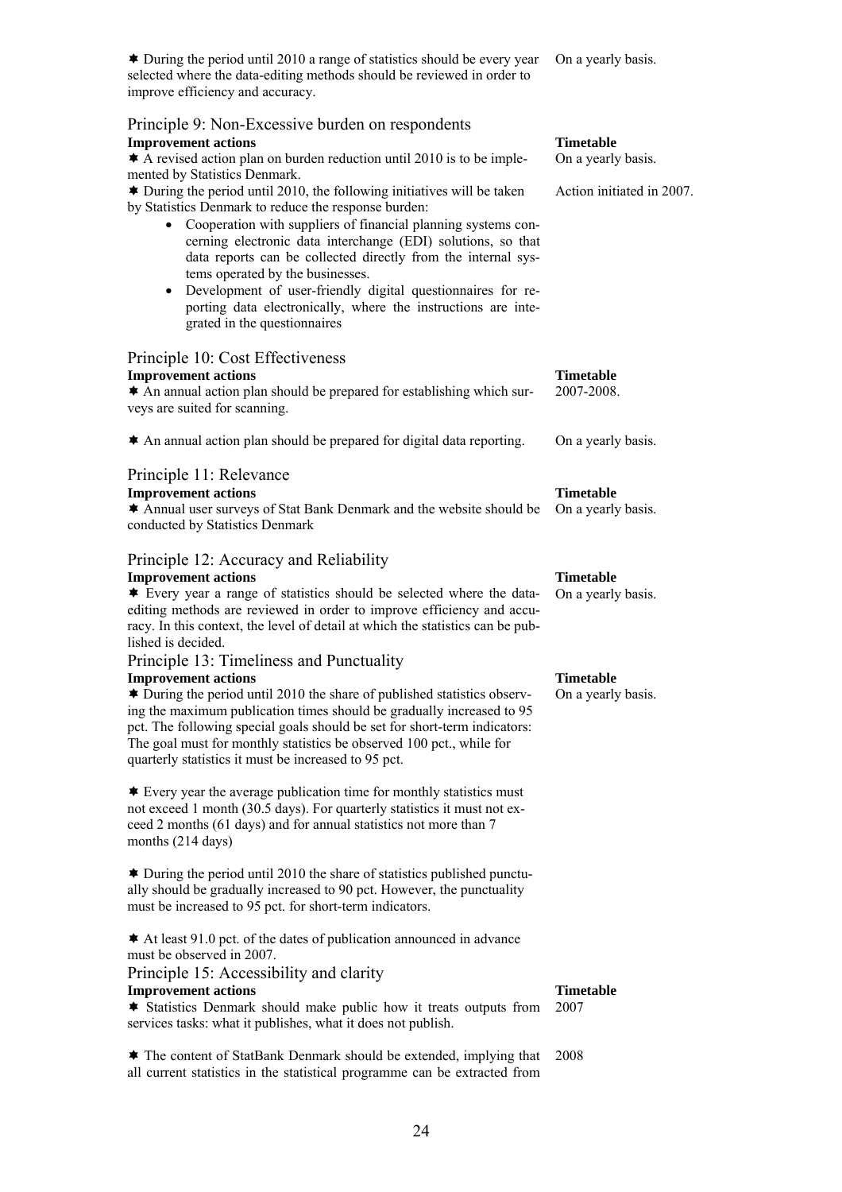| | |
|---|---|
| ✱ During the period until 2010 a range of statistics should be every year selected where the data-editing methods should be reviewed in order to improve efficiency and accuracy. | On a yearly basis. |

## Principle 9: Non-Excessive burden on respondents

| **Improvement actions** | **Timetable** |
|---|---|
| ✱ A revised action plan on burden reduction until 2010 is to be implemented by Statistics Denmark. | On a yearly basis. |
| ✱ During the period until 2010, the following initiatives will be taken by Statistics Denmark to reduce the response burden:<br>• Cooperation with suppliers of financial planning systems concerning electronic data interchange (EDI) solutions, so that data reports can be collected directly from the internal systems operated by the businesses.<br>• Development of user-friendly digital questionnaires for reporting data electronically, where the instructions are integrated in the questionnaires | Action initiated in 2007. |

## Principle 10: Cost Effectiveness

| **Improvement actions** | **Timetable** |
|---|---|
| ✱ An annual action plan should be prepared for establishing which surveys are suited for scanning. | 2007-2008. |
| ✱ An annual action plan should be prepared for digital data reporting. | On a yearly basis. |

## Principle 11: Relevance

| **Improvement actions** | **Timetable** |
|---|---|
| ✱ Annual user surveys of Stat Bank Denmark and the website should be conducted by Statistics Denmark | On a yearly basis. |

## Principle 12: Accuracy and Reliability

| **Improvement actions** | **Timetable** |
|---|---|
| ✱ Every year a range of statistics should be selected where the data-editing methods are reviewed in order to improve efficiency and accuracy. In this context, the level of detail at which the statistics can be published is decided. | On a yearly basis. |

## Principle 13: Timeliness and Punctuality

| **Improvement actions** | **Timetable** |
|---|---|
| ✱ During the period until 2010 the share of published statistics observing the maximum publication times should be gradually increased to 95 pct. The following special goals should be set for short-term indicators: The goal must for monthly statistics be observed 100 pct., while for quarterly statistics it must be increased to 95 pct. | On a yearly basis. |
| ✱ Every year the average publication time for monthly statistics must not exceed 1 month (30.5 days). For quarterly statistics it must not exceed 2 months (61 days) and for annual statistics not more than 7 months (214 days) | |
| ✱ During the period until 2010 the share of statistics published punctually should be gradually increased to 90 pct. However, the punctuality must be increased to 95 pct. for short-term indicators. | |
| ✱ At least 91.0 pct. of the dates of publication announced in advance must be observed in 2007. | |

## Principle 15: Accessibility and clarity

| **Improvement actions** | **Timetable** |
|---|---|
| ✱ Statistics Denmark should make public how it treats outputs from services tasks: what it publishes, what it does not publish. | 2007 |
| ✱ The content of StatBank Denmark should be extended, implying that all current statistics in the statistical programme can be extracted from | 2008 |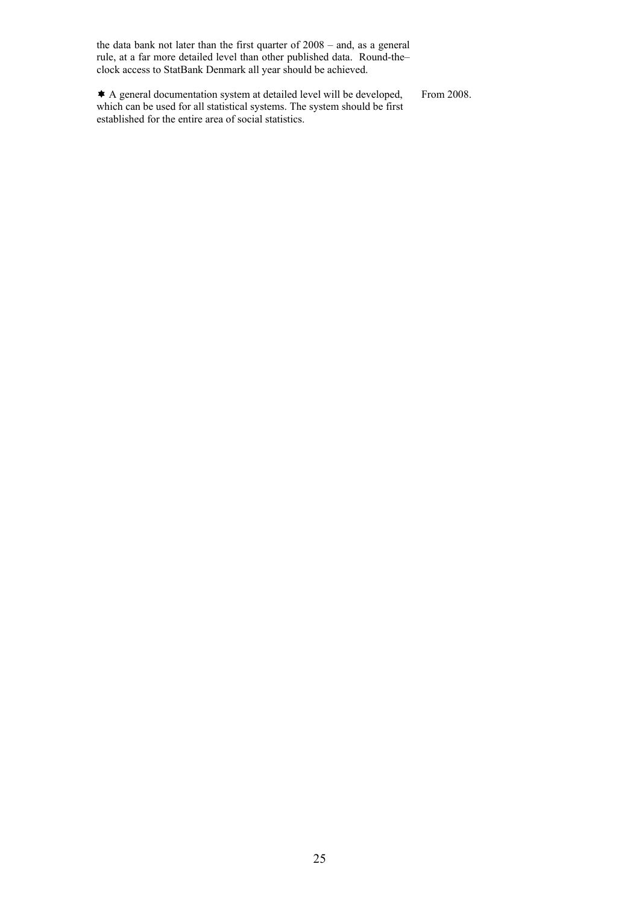the data bank not later than the first quarter of 2008 – and, as a general rule, at a far more detailed level than other published data. Round-the–clock access to StatBank Denmark all year should be achieved.

| | |
|---|---|
| ✸ A general documentation system at detailed level will be developed, which can be used for all statistical systems. The system should be first established for the entire area of social statistics. | From 2008. |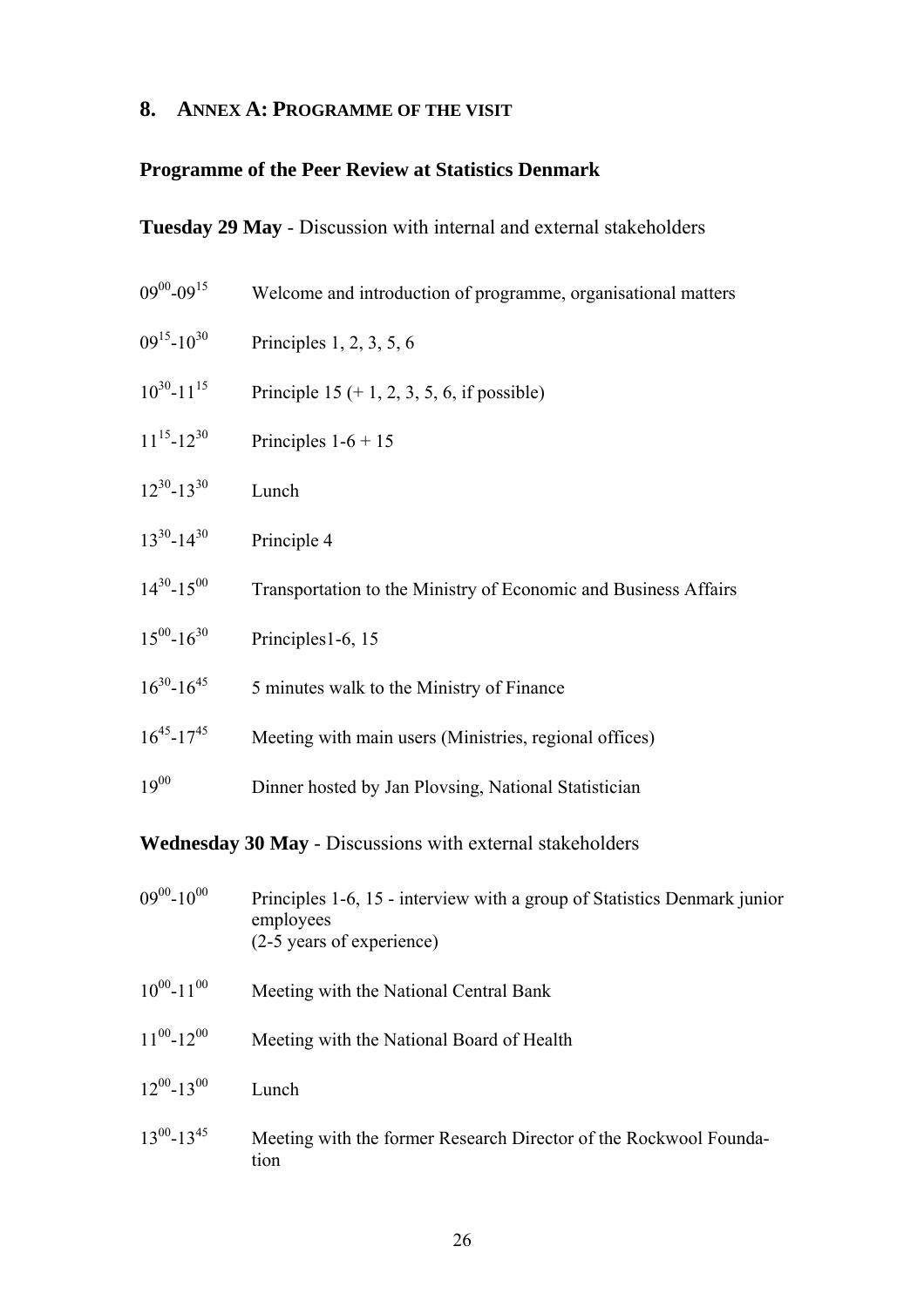## 8. Annex A: Programme of the visit

### Programme of the Peer Review at Statistics Denmark

**Tuesday 29 May** - Discussion with internal and external stakeholders

| | |
|---|---|
| $09^{00}$-$09^{15}$ | Welcome and introduction of programme, organisational matters |
| $09^{15}$-$10^{30}$ | Principles 1, 2, 3, 5, 6 |
| $10^{30}$-$11^{15}$ | Principle 15 (+ 1, 2, 3, 5, 6, if possible) |
| $11^{15}$-$12^{30}$ | Principles 1-6 + 15 |
| $12^{30}$-$13^{30}$ | Lunch |
| $13^{30}$-$14^{30}$ | Principle 4 |
| $14^{30}$-$15^{00}$ | Transportation to the Ministry of Economic and Business Affairs |
| $15^{00}$-$16^{30}$ | Principles1-6, 15 |
| $16^{30}$-$16^{45}$ | 5 minutes walk to the Ministry of Finance |
| $16^{45}$-$17^{45}$ | Meeting with main users (Ministries, regional offices) |
| $19^{00}$ | Dinner hosted by Jan Plovsing, National Statistician |

**Wednesday 30 May** - Discussions with external stakeholders

| | |
|---|---|
| $09^{00}$-$10^{00}$ | Principles 1-6, 15 - interview with a group of Statistics Denmark junior employees (2-5 years of experience) |
| $10^{00}$-$11^{00}$ | Meeting with the National Central Bank |
| $11^{00}$-$12^{00}$ | Meeting with the National Board of Health |
| $12^{00}$-$13^{00}$ | Lunch |
| $13^{00}$-$13^{45}$ | Meeting with the former Research Director of the Rockwool Foundation |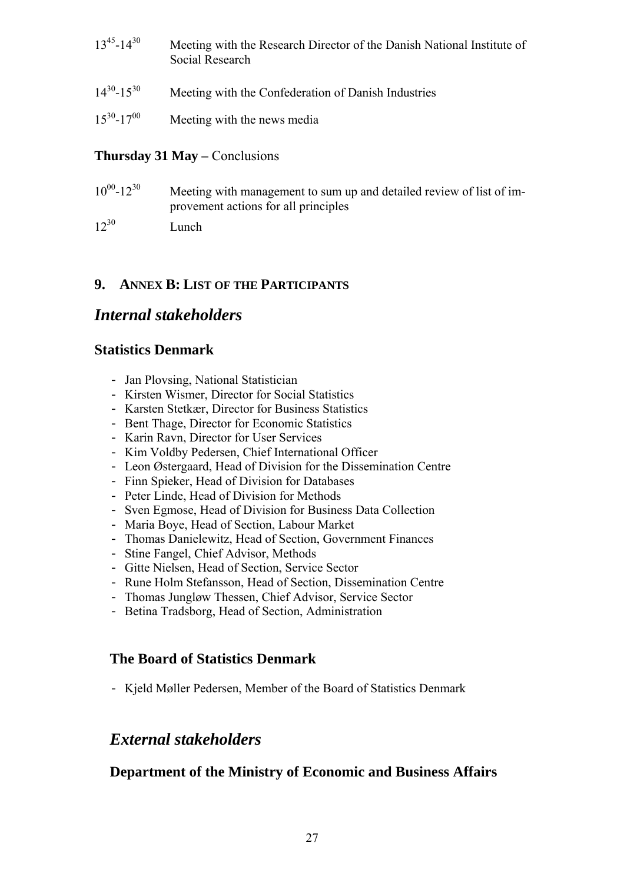| | |
|---|---|
| $13^{45}$-$14^{30}$ | Meeting with the Research Director of the Danish National Institute of Social Research |
| $14^{30}$-$15^{30}$ | Meeting with the Confederation of Danish Industries |
| $15^{30}$-$17^{00}$ | Meeting with the news media |

**Thursday 31 May –** Conclusions

| | |
|---|---|
| $10^{00}$-$12^{30}$ | Meeting with management to sum up and detailed review of list of improvement actions for all principles |
| $12^{30}$ | Lunch |

## 9. ANNEX B: LIST OF THE PARTICIPANTS

# *Internal stakeholders*

### Statistics Denmark

- Jan Plovsing, National Statistician
- Kirsten Wismer, Director for Social Statistics
- Karsten Stetkær, Director for Business Statistics
- Bent Thage, Director for Economic Statistics
- Karin Ravn, Director for User Services
- Kim Voldby Pedersen, Chief International Officer
- Leon Østergaard, Head of Division for the Dissemination Centre
- Finn Spieker, Head of Division for Databases
- Peter Linde, Head of Division for Methods
- Sven Egmose, Head of Division for Business Data Collection
- Maria Boye, Head of Section, Labour Market
- Thomas Danielewitz, Head of Section, Government Finances
- Stine Fangel, Chief Advisor, Methods
- Gitte Nielsen, Head of Section, Service Sector
- Rune Holm Stefansson, Head of Section, Dissemination Centre
- Thomas Jungløw Thessen, Chief Advisor, Service Sector
- Betina Tradsborg, Head of Section, Administration

### The Board of Statistics Denmark

- Kjeld Møller Pedersen, Member of the Board of Statistics Denmark

# *External stakeholders*

### Department of the Ministry of Economic and Business Affairs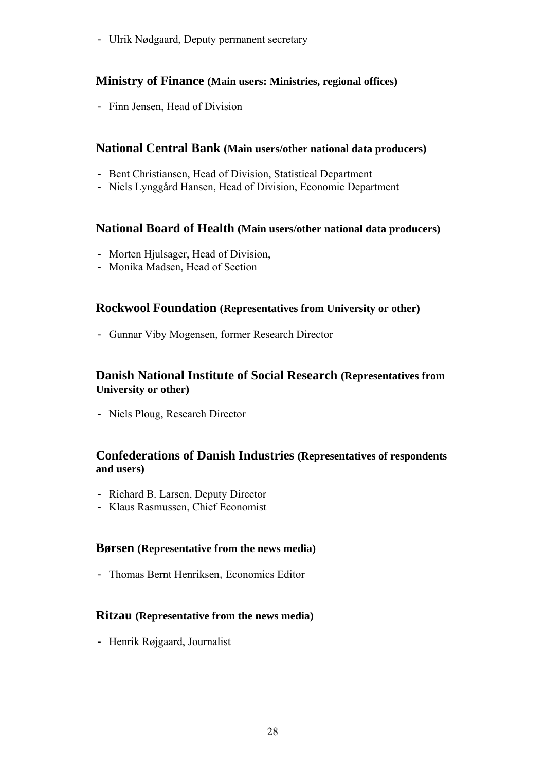- Ulrik Nødgaard, Deputy permanent secretary

### Ministry of Finance **(Main users: Ministries, regional offices)**

- Finn Jensen, Head of Division

### National Central Bank **(Main users/other national data producers)**

- Bent Christiansen, Head of Division, Statistical Department
- Niels Lynggård Hansen, Head of Division, Economic Department

### National Board of Health **(Main users/other national data producers)**

- Morten Hjulsager, Head of Division,
- Monika Madsen, Head of Section

### Rockwool Foundation **(Representatives from University or other)**

- Gunnar Viby Mogensen, former Research Director

### Danish National Institute of Social Research **(Representatives from University or other)**

- Niels Ploug, Research Director

### Confederations of Danish Industries **(Representatives of respondents and users)**

- Richard B. Larsen, Deputy Director
- Klaus Rasmussen, Chief Economist

### Børsen **(Representative from the news media)**

- Thomas Bernt Henriksen, Economics Editor

### Ritzau **(Representative from the news media)**

- Henrik Røjgaard, Journalist